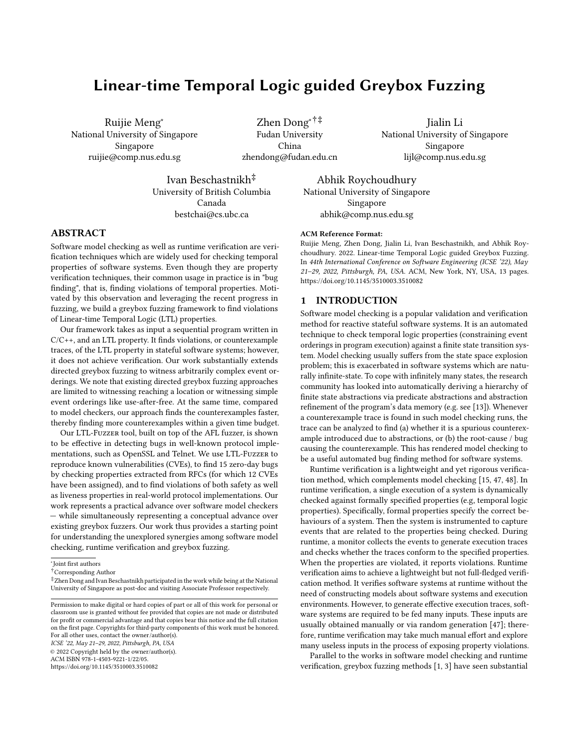# Linear-time Temporal Logic guided Greybox Fuzzing

Ruijie Meng*
National University of Singapore
Singapore
ruijie@comp.nus.edu.sg

Zhen Dong*†‡
Fudan University
China
zhendong@fudan.edu.cn

Jialin Li
National University of Singapore
Singapore
lijl@comp.nus.edu.sg

Ivan Beschastnikh‡
University of British Columbia
Canada
bestchai@cs.ubc.ca

Abhik Roychoudhury
National University of Singapore
Singapore
abhik@comp.nus.edu.sg

## ABSTRACT

Software model checking as well as runtime verification are verification techniques which are widely used for checking temporal properties of software systems. Even though they are property verification techniques, their common usage in practice is in "bug finding", that is, finding violations of temporal properties. Motivated by this observation and leveraging the recent progress in fuzzing, we build a greybox fuzzing framework to find violations of Linear-time Temporal Logic (LTL) properties.

Our framework takes as input a sequential program written in C/C++, and an LTL property. It finds violations, or counterexample traces, of the LTL property in stateful software systems; however, it does not achieve verification. Our work substantially extends directed greybox fuzzing to witness arbitrarily complex event orderings. We note that existing directed greybox fuzzing approaches are limited to witnessing reaching a location or witnessing simple event orderings like use-after-free. At the same time, compared to model checkers, our approach finds the counterexamples faster, thereby finding more counterexamples within a given time budget.

Our LTL-Fuzzer tool, built on top of the AFL fuzzer, is shown to be effective in detecting bugs in well-known protocol implementations, such as OpenSSL and Telnet. We use LTL-Fuzzer to reproduce known vulnerabilities (CVEs), to find 15 zero-day bugs by checking properties extracted from RFCs (for which 12 CVEs have been assigned), and to find violations of both safety as well as liveness properties in real-world protocol implementations. Our work represents a practical advance over software model checkers — while simultaneously representing a conceptual advance over existing greybox fuzzers. Our work thus provides a starting point for understanding the unexplored synergies among software model checking, runtime verification and greybox fuzzing.

*Joint first authors
†Corresponding Author
‡Zhen Dong and Ivan Beschastnikh participated in the work while being at the National University of Singapore as post-doc and visiting Associate Professor respectively.

Permission to make digital or hard copies of part or all of this work for personal or classroom use is granted without fee provided that copies are not made or distributed for profit or commercial advantage and that copies bear this notice and the full citation on the first page. Copyrights for third-party components of this work must be honored. For all other uses, contact the owner/author(s).
*ICSE '22, May 21–29, 2022, Pittsburgh, PA, USA*
© 2022 Copyright held by the owner/author(s).
ACM ISBN 978-1-4503-9221-1/22/05.
https://doi.org/10.1145/3510003.3510082

**ACM Reference Format:**
Ruijie Meng, Zhen Dong, Jialin Li, Ivan Beschastnikh, and Abhik Roychoudhury. 2022. Linear-time Temporal Logic guided Greybox Fuzzing. In *44th International Conference on Software Engineering (ICSE '22), May 21–29, 2022, Pittsburgh, PA, USA.* ACM, New York, NY, USA, 13 pages. https://doi.org/10.1145/3510003.3510082

## 1 INTRODUCTION

Software model checking is a popular validation and verification method for reactive stateful software systems. It is an automated technique to check temporal logic properties (constraining event orderings in program execution) against a finite state transition system. Model checking usually suffers from the state space explosion problem; this is exacerbated in software systems which are naturally infinite-state. To cope with infinitely many states, the research community has looked into automatically deriving a hierarchy of finite state abstractions via predicate abstractions and abstraction refinement of the program's data memory (e.g. see [13]). Whenever a counterexample trace is found in such model checking runs, the trace can be analyzed to find (a) whether it is a spurious counterexample introduced due to abstractions, or (b) the root-cause / bug causing the counterexample. This has rendered model checking to be a useful automated bug finding method for software systems.

Runtime verification is a lightweight and yet rigorous verification method, which complements model checking [15, 47, 48]. In runtime verification, a single execution of a system is dynamically checked against formally specified properties (e.g, temporal logic properties). Specifically, formal properties specify the correct behaviours of a system. Then the system is instrumented to capture events that are related to the properties being checked. During runtime, a monitor collects the events to generate execution traces and checks whether the traces conform to the specified properties. When the properties are violated, it reports violations. Runtime verification aims to achieve a lightweight but not full-fledged verification method. It verifies software systems at runtime without the need of constructing models about software systems and execution environments. However, to generate effective execution traces, software systems are required to be fed many inputs. These inputs are usually obtained manually or via random generation [47]; therefore, runtime verification may take much manual effort and explore many useless inputs in the process of exposing property violations.

Parallel to the works in software model checking and runtime verification, greybox fuzzing methods [1, 3] have seen substantial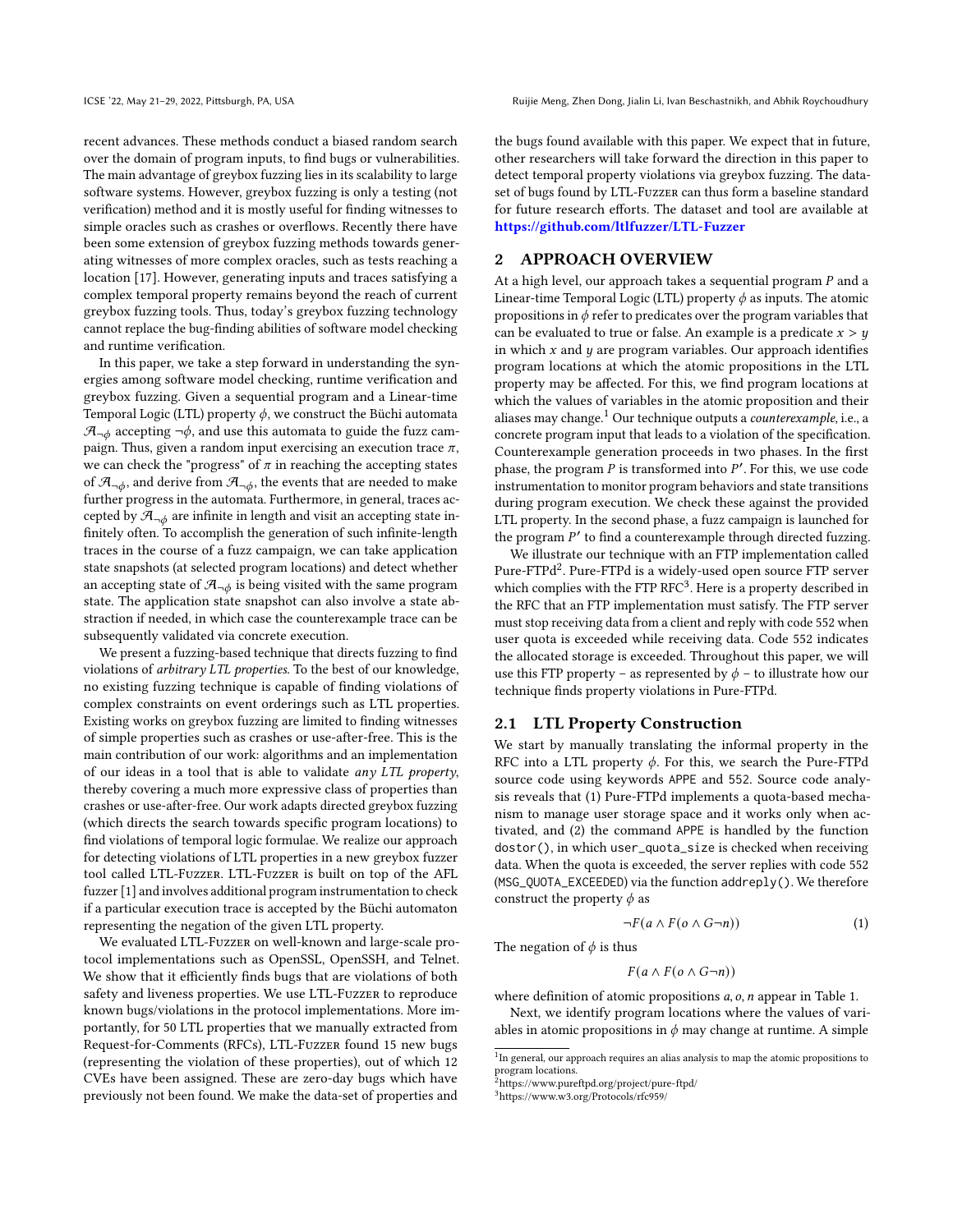recent advances. These methods conduct a biased random search over the domain of program inputs, to find bugs or vulnerabilities. The main advantage of greybox fuzzing lies in its scalability to large software systems. However, greybox fuzzing is only a testing (not verification) method and it is mostly useful for finding witnesses to simple oracles such as crashes or overflows. Recently there have been some extension of greybox fuzzing methods towards generating witnesses of more complex oracles, such as tests reaching a location [17]. However, generating inputs and traces satisfying a complex temporal property remains beyond the reach of current greybox fuzzing tools. Thus, today's greybox fuzzing technology cannot replace the bug-finding abilities of software model checking and runtime verification.

In this paper, we take a step forward in understanding the synergies among software model checking, runtime verification and greybox fuzzing. Given a sequential program and a Linear-time Temporal Logic (LTL) property $\phi$, we construct the Büchi automata $\mathcal{A}_{\neg\phi}$ accepting $\neg\phi$, and use this automata to guide the fuzz campaign. Thus, given a random input exercising an execution trace $\pi$, we can check the "progress" of $\pi$ in reaching the accepting states of $\mathcal{A}_{\neg\phi}$, and derive from $\mathcal{A}_{\neg\phi}$, the events that are needed to make further progress in the automata. Furthermore, in general, traces accepted by $\mathcal{A}_{\neg\phi}$ are infinite in length and visit an accepting state infinitely often. To accomplish the generation of such infinite-length traces in the course of a fuzz campaign, we can take application state snapshots (at selected program locations) and detect whether an accepting state of $\mathcal{A}_{\neg\phi}$ is being visited with the same program state. The application state snapshot can also involve a state abstraction if needed, in which case the counterexample trace can be subsequently validated via concrete execution.

We present a fuzzing-based technique that directs fuzzing to find violations of *arbitrary LTL properties*. To the best of our knowledge, no existing fuzzing technique is capable of finding violations of complex constraints on event orderings such as LTL properties. Existing works on greybox fuzzing are limited to finding witnesses of simple properties such as crashes or use-after-free. This is the main contribution of our work: algorithms and an implementation of our ideas in a tool that is able to validate *any LTL property*, thereby covering a much more expressive class of properties than crashes or use-after-free. Our work adapts directed greybox fuzzing (which directs the search towards specific program locations) to find violations of temporal logic formulae. We realize our approach for detecting violations of LTL properties in a new greybox fuzzer tool called LTL-Fuzzer. LTL-Fuzzer is built on top of the AFL fuzzer [1] and involves additional program instrumentation to check if a particular execution trace is accepted by the Büchi automaton representing the negation of the given LTL property.

We evaluated LTL-Fuzzer on well-known and large-scale protocol implementations such as OpenSSL, OpenSSH, and Telnet. We show that it efficiently finds bugs that are violations of both safety and liveness properties. We use LTL-Fuzzer to reproduce known bugs/violations in the protocol implementations. More importantly, for 50 LTL properties that we manually extracted from Request-for-Comments (RFCs), LTL-Fuzzer found 15 new bugs (representing the violation of these properties), out of which 12 CVEs have been assigned. These are zero-day bugs which have previously not been found. We make the data-set of properties and the bugs found available with this paper. We expect that in future, other researchers will take forward the direction in this paper to detect temporal property violations via greybox fuzzing. The dataset of bugs found by LTL-Fuzzer can thus form a baseline standard for future research efforts. The dataset and tool are available at **https://github.com/ltlfuzzer/LTL-Fuzzer**

## 2 APPROACH OVERVIEW

At a high level, our approach takes a sequential program $P$ and a Linear-time Temporal Logic (LTL) property $\phi$ as inputs. The atomic propositions in $\phi$ refer to predicates over the program variables that can be evaluated to true or false. An example is a predicate $x > y$ in which $x$ and $y$ are program variables. Our approach identifies program locations at which the atomic propositions in the LTL property may be affected. For this, we find program locations at which the values of variables in the atomic proposition and their aliases may change.[1] Our technique outputs a *counterexample*, i.e., a concrete program input that leads to a violation of the specification. Counterexample generation proceeds in two phases. In the first phase, the program $P$ is transformed into $P'$. For this, we use code instrumentation to monitor program behaviors and state transitions during program execution. We check these against the provided LTL property. In the second phase, a fuzz campaign is launched for the program $P'$ to find a counterexample through directed fuzzing.

We illustrate our technique with an FTP implementation called Pure-FTPd[2]. Pure-FTPd is a widely-used open source FTP server which complies with the FTP RFC[3]. Here is a property described in the RFC that an FTP implementation must satisfy. The FTP server must stop receiving data from a client and reply with code 552 when user quota is exceeded while receiving data. Code 552 indicates the allocated storage is exceeded. Throughout this paper, we will use this FTP property – as represented by $\phi$ – to illustrate how our technique finds property violations in Pure-FTPd.

### 2.1 LTL Property Construction

We start by manually translating the informal property in the RFC into a LTL property $\phi$. For this, we search the Pure-FTPd source code using keywords `APPE` and `552`. Source code analysis reveals that (1) Pure-FTPd implements a quota-based mechanism to manage user storage space and it works only when activated, and (2) the command `APPE` is handled by the function `dostor()`, in which `user_quota_size` is checked when receiving data. When the quota is exceeded, the server replies with code 552 (`MSG_QUOTA_EXCEEDED`) via the function `addreply()`. We therefore construct the property $\phi$ as

$$\neg F(a \wedge F(o \wedge G\neg n)) \tag{1}$$

The negation of $\phi$ is thus

$$F(a \wedge F(o \wedge G\neg n))$$

where definition of atomic propositions $a, o, n$ appear in Table 1.

Next, we identify program locations where the values of variables in atomic propositions in $\phi$ may change at runtime. A simple

[1] In general, our approach requires an alias analysis to map the atomic propositions to program locations.

[2] https://www.pureftpd.org/project/pure-ftpd/

[3] https://www.w3.org/Protocols/rfc959/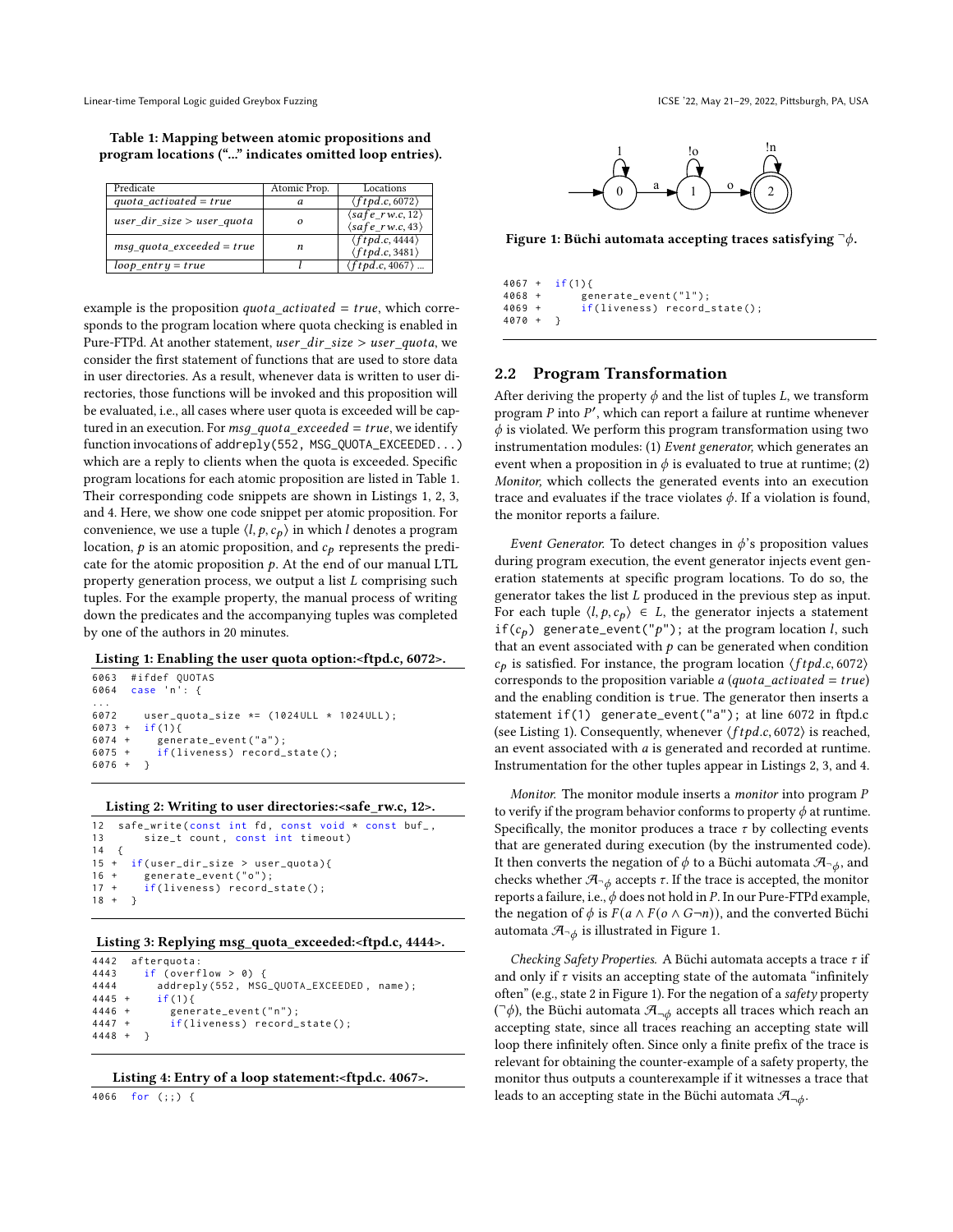**Table 1: Mapping between atomic propositions and program locations ("…" indicates omitted loop entries).**

| Predicate | Atomic Prop. | Locations |
|---|---|---|
| $quota\_activated = true$ | $a$ | $\langle ftpd.c, 6072\rangle$ |
| $user\_dir\_size > user\_quota$ | $o$ | $\langle safe\_rw.c, 12\rangle$ $\langle safe\_rw.c, 43\rangle$ |
| $msg\_quota\_exceeded = true$ | $n$ | $\langle ftpd.c, 4444\rangle$ $\langle ftpd.c, 3481\rangle$ |
| $loop\_entry = true$ | $l$ | $\langle ftpd.c, 4067\rangle$ … |

example is the proposition $quota\_activated = true$, which corresponds to the program location where quota checking is enabled in Pure-FTPd. At another statement, $user\_dir\_size > user\_quota$, we consider the first statement of functions that are used to store data in user directories. As a result, whenever data is written to user directories, those functions will be invoked and this proposition will be evaluated, i.e., all cases where user quota is exceeded will be captured in an execution. For $msg\_quota\_exceeded = true$, we identify function invocations of `addreply(552, MSG_QUOTA_EXCEEDED...)` which are a reply to clients when the quota is exceeded. Specific program locations for each atomic proposition are listed in Table 1. Their corresponding code snippets are shown in Listings 1, 2, 3, and 4. Here, we show one code snippet per atomic proposition. For convenience, we use a tuple $\langle l, p, c_p\rangle$ in which $l$ denotes a program location, $p$ is an atomic proposition, and $c_p$ represents the predicate for the atomic proposition $p$. At the end of our manual LTL property generation process, we output a list $L$ comprising such tuples. For the example property, the manual process of writing down the predicates and the accompanying tuples was completed by one of the authors in 20 minutes.

**Listing 1: Enabling the user quota option:<ftpd.c, 6072>.**

```
6063   #ifdef QUOTAS
6064   case 'n': {
...
6072       user_quota_size *= (1024ULL * 1024ULL);
6073 +   if(1){
6074 +       generate_event("a");
6075 +       if(liveness) record_state();
6076 +   }
```

**Listing 2: Writing to user directories:<safe_rw.c, 12>.**

```
12   safe_write(const int fd, const void * const buf_,
13       size_t count, const int timeout)
14   {
15 +   if(user_dir_size > user_quota){
16 +     generate_event("o");
17 +     if(liveness) record_state();
18 +   }
```

**Listing 3: Replying msg_quota_exceeded:<ftpd.c, 4444>.**

```
4442   afterquota:
4443     if (overflow > 0) {
4444       addreply(552, MSG_QUOTA_EXCEEDED, name);
4445 +     if(1){
4446 +       generate_event("n");
4447 +       if(liveness) record_state();
4448 +   }
```

**Listing 4: Entry of a loop statement:<ftpd.c. 4067>.**

```
4066   for (;;) {
4067 +   if(1){
4068 +       generate_event("l");
4069 +       if(liveness) record_state();
4070 +   }
```

Figure 1: Büchi automata accepting traces satisfying $\neg\phi$.

## 2.2 Program Transformation

After deriving the property $\phi$ and the list of tuples $L$, we transform program $P$ into $P'$, which can report a failure at runtime whenever $\phi$ is violated. We perform this program transformation using two instrumentation modules: (1) *Event generator,* which generates an event when a proposition in $\phi$ is evaluated to true at runtime; (2) *Monitor,* which collects the generated events into an execution trace and evaluates if the trace violates $\phi$. If a violation is found, the monitor reports a failure.

*Event Generator.* To detect changes in $\phi$'s proposition values during program execution, the event generator injects event generation statements at specific program locations. To do so, the generator takes the list $L$ produced in the previous step as input. For each tuple $\langle l, p, c_p\rangle \in L$, the generator injects a statement `if(`$c_p$`) generate_event("`$p$`");` at the program location $l$, such that an event associated with $p$ can be generated when condition $c_p$ is satisfied. For instance, the program location $\langle ftpd.c, 6072\rangle$ corresponds to the proposition variable $a$ ($quota\_activated = true$) and the enabling condition is `true`. The generator then inserts a statement `if(1) generate_event("a");` at line 6072 in ftpd.c (see Listing 1). Consequently, whenever $\langle ftpd.c, 6072\rangle$ is reached, an event associated with $a$ is generated and recorded at runtime. Instrumentation for the other tuples appear in Listings 2, 3, and 4.

*Monitor.* The monitor module inserts a *monitor* into program $P$ to verify if the program behavior conforms to property $\phi$ at runtime. Specifically, the monitor produces a trace $\tau$ by collecting events that are generated during execution (by the instrumented code). It then converts the negation of $\phi$ to a Büchi automata $\mathcal{A}_{\neg\phi}$, and checks whether $\mathcal{A}_{\neg\phi}$ accepts $\tau$. If the trace is accepted, the monitor reports a failure, i.e., $\phi$ does not hold in $P$. In our Pure-FTPd example, the negation of $\phi$ is $F(a \wedge F(o \wedge G\neg n))$, and the converted Büchi automata $\mathcal{A}_{\neg\phi}$ is illustrated in Figure 1.

*Checking Safety Properties.* A Büchi automata accepts a trace $\tau$ if and only if $\tau$ visits an accepting state of the automata "infinitely often" (e.g., state 2 in Figure 1). For the negation of a *safety* property ($\neg\phi$), the Büchi automata $\mathcal{A}_{\neg\phi}$ accepts all traces which reach an accepting state, since all traces reaching an accepting state will loop there infinitely often. Since only a finite prefix of the trace is relevant for obtaining the counter-example of a safety property, the monitor thus outputs a counterexample if it witnesses a trace that leads to an accepting state in the Büchi automata $\mathcal{A}_{\neg\phi}$.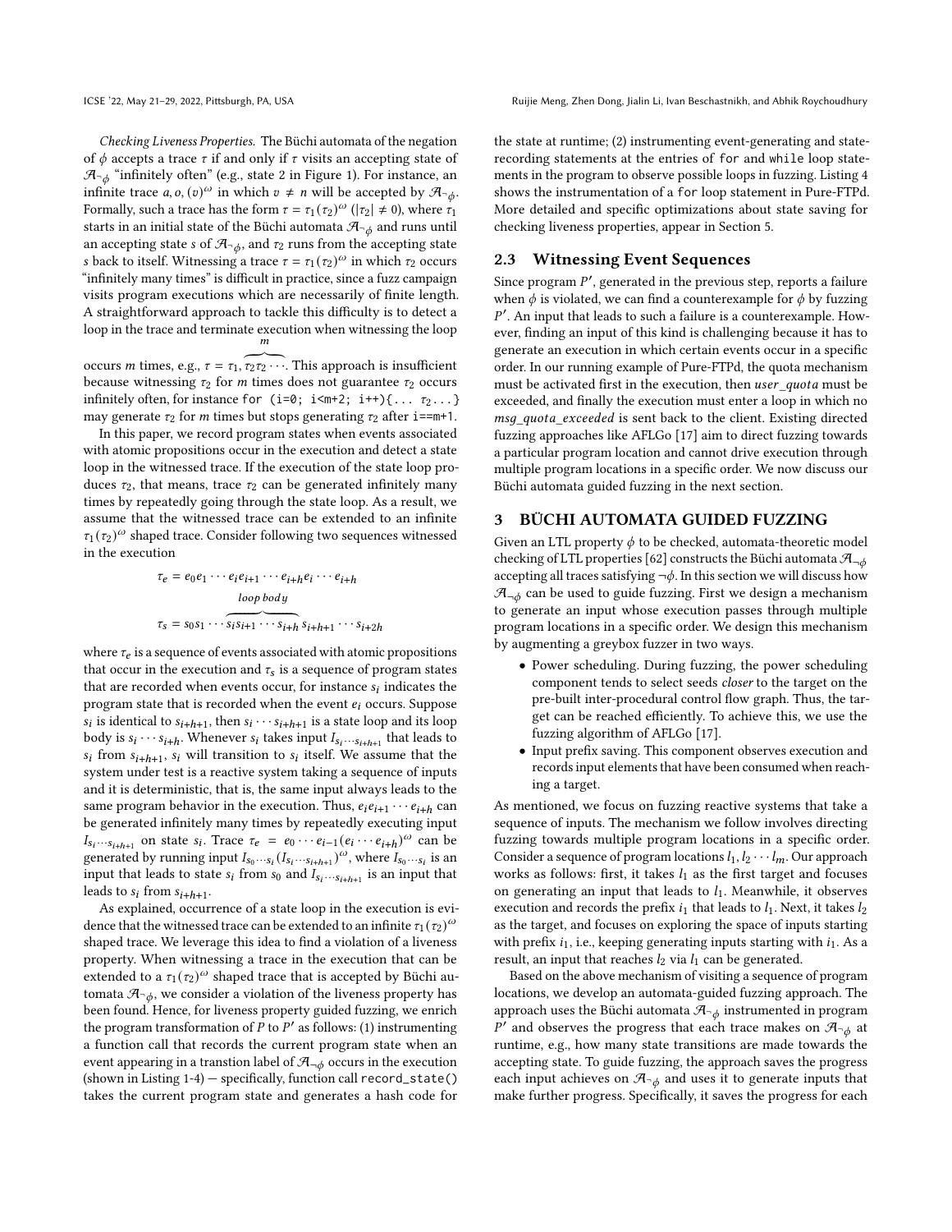*Checking Liveness Properties.* The Büchi automata of the negation of $\phi$ accepts a trace $\tau$ if and only if $\tau$ visits an accepting state of $\mathcal{A}_{\neg\phi}$ "infinitely often" (e.g., state 2 in Figure 1). For instance, an infinite trace $a, o, (v)^{\omega}$ in which $v \neq n$ will be accepted by $\mathcal{A}_{\neg\phi}$. Formally, such a trace has the form $\tau = \tau_1(\tau_2)^{\omega}$ ($|\tau_2| \neq 0$), where $\tau_1$ starts in an initial state of the Büchi automata $\mathcal{A}_{\neg\phi}$ and runs until an accepting state $s$ of $\mathcal{A}_{\neg\phi}$, and $\tau_2$ runs from the accepting state $s$ back to itself. Witnessing a trace $\tau = \tau_1(\tau_2)^{\omega}$ in which $\tau_2$ occurs "infinitely many times" is difficult in practice, since a fuzz campaign visits program executions which are necessarily of finite length. A straightforward approach to tackle this difficulty is to detect a loop in the trace and terminate execution when witnessing the loop occurs $m$ times, e.g., $\tau = \tau_1, \overbrace{\tau_2\tau_2 \cdots}^{m}$. This approach is insufficient because witnessing $\tau_2$ for $m$ times does not guarantee $\tau_2$ occurs infinitely often, for instance `for (i=0; i<m+2; i++){... τ2...}` may generate $\tau_2$ for $m$ times but stops generating $\tau_2$ after `i==m+1`.

In this paper, we record program states when events associated with atomic propositions occur in the execution and detect a state loop in the witnessed trace. If the execution of the state loop produces $\tau_2$, that means, trace $\tau_2$ can be generated infinitely many times by repeatedly going through the state loop. As a result, we assume that the witnessed trace can be extended to an infinite $\tau_1(\tau_2)^{\omega}$ shaped trace. Consider following two sequences witnessed in the execution

$$\tau_e = e_0 e_1 \cdots e_i e_{i+1} \cdots e_{i+h} e_i \cdots e_{i+h}$$

$$\tau_s = s_0 s_1 \cdots \overbrace{s_i s_{i+1} \cdots s_{i+h}}^{loop\ body} s_{i+h+1} \cdots s_{i+2h}$$

where $\tau_e$ is a sequence of events associated with atomic propositions that occur in the execution and $\tau_s$ is a sequence of program states that are recorded when events occur, for instance $s_i$ indicates the program state that is recorded when the event $e_i$ occurs. Suppose $s_i$ is identical to $s_{i+h+1}$, then $s_i \cdots s_{i+h+1}$ is a state loop and its loop body is $s_i \cdots s_{i+h}$. Whenever $s_i$ takes input $I_{s_i \cdots s_{i+h+1}}$ that leads to $s_i$ from $s_{i+h+1}$, $s_i$ will transition to $s_i$ itself. We assume that the system under test is a reactive system taking a sequence of inputs and it is deterministic, that is, the same input always leads to the same program behavior in the execution. Thus, $e_i e_{i+1} \cdots e_{i+h}$ can be generated infinitely many times by repeatedly executing input $I_{s_i \cdots s_{i+h+1}}$ on state $s_i$. Trace $\tau_e = e_0 \cdots e_{i-1}(e_i \cdots e_{i+h})^{\omega}$ can be generated by running input $I_{s_0 \cdots s_i}(I_{s_i \cdots s_{i+h+1}})^{\omega}$, where $I_{s_0 \cdots s_i}$ is an input that leads to state $s_i$ from $s_0$ and $I_{s_i \cdots s_{i+h+1}}$ is an input that leads to $s_i$ from $s_{i+h+1}$.

As explained, occurrence of a state loop in the execution is evidence that the witnessed trace can be extended to an infinite $\tau_1(\tau_2)^{\omega}$ shaped trace. We leverage this idea to find a violation of a liveness property. When witnessing a trace in the execution that can be extended to a $\tau_1(\tau_2)^{\omega}$ shaped trace that is accepted by Büchi automata $\mathcal{A}_{\neg\phi}$, we consider a violation of the liveness property has been found. Hence, for liveness property guided fuzzing, we enrich the program transformation of $P$ to $P'$ as follows: (1) instrumenting a function call that records the current program state when an event appearing in a transtion label of $\mathcal{A}_{\neg\phi}$ occurs in the execution (shown in Listing 1-4) — specifically, function call `record_state()` takes the current program state and generates a hash code for the state at runtime; (2) instrumenting event-generating and state-recording statements at the entries of `for` and `while` loop statements in the program to observe possible loops in fuzzing. Listing 4 shows the instrumentation of a `for` loop statement in Pure-FTPd. More detailed and specific optimizations about state saving for checking liveness properties, appear in Section 5.

## 2.3 Witnessing Event Sequences

Since program $P'$, generated in the previous step, reports a failure when $\phi$ is violated, we can find a counterexample for $\phi$ by fuzzing $P'$. An input that leads to such a failure is a counterexample. However, finding an input of this kind is challenging because it has to generate an execution in which certain events occur in a specific order. In our running example of Pure-FTPd, the quota mechanism must be activated first in the execution, then *user_quota* must be exceeded, and finally the execution must enter a loop in which no *msg_quota_exceeded* is sent back to the client. Existing directed fuzzing approaches like AFLGo [17] aim to direct fuzzing towards a particular program location and cannot drive execution through multiple program locations in a specific order. We now discuss our Büchi automata guided fuzzing in the next section.

# 3 BÜCHI AUTOMATA GUIDED FUZZING

Given an LTL property $\phi$ to be checked, automata-theoretic model checking of LTL properties [62] constructs the Büchi automata $\mathcal{A}_{\neg\phi}$ accepting all traces satisfying $\neg\phi$. In this section we will discuss how $\mathcal{A}_{\neg\phi}$ can be used to guide fuzzing. First we design a mechanism to generate an input whose execution passes through multiple program locations in a specific order. We design this mechanism by augmenting a greybox fuzzer in two ways.

- Power scheduling. During fuzzing, the power scheduling component tends to select seeds *closer* to the target on the pre-built inter-procedural control flow graph. Thus, the target can be reached efficiently. To achieve this, we use the fuzzing algorithm of AFLGo [17].
- Input prefix saving. This component observes execution and records input elements that have been consumed when reaching a target.

As mentioned, we focus on fuzzing reactive systems that take a sequence of inputs. The mechanism we follow involves directing fuzzing towards multiple program locations in a specific order. Consider a sequence of program locations $l_1, l_2 \cdots l_m$. Our approach works as follows: first, it takes $l_1$ as the first target and focuses on generating an input that leads to $l_1$. Meanwhile, it observes execution and records the prefix $i_1$ that leads to $l_1$. Next, it takes $l_2$ as the target, and focuses on exploring the space of inputs starting with prefix $i_1$, i.e., keeping generating inputs starting with $i_1$. As a result, an input that reaches $l_2$ via $l_1$ can be generated.

Based on the above mechanism of visiting a sequence of program locations, we develop an automata-guided fuzzing approach. The approach uses the Büchi automata $\mathcal{A}_{\neg\phi}$ instrumented in program $P'$ and observes the progress that each trace makes on $\mathcal{A}_{\neg\phi}$ at runtime, e.g., how many state transitions are made towards the accepting state. To guide fuzzing, the approach saves the progress each input achieves on $\mathcal{A}_{\neg\phi}$ and uses it to generate inputs that make further progress. Specifically, it saves the progress for each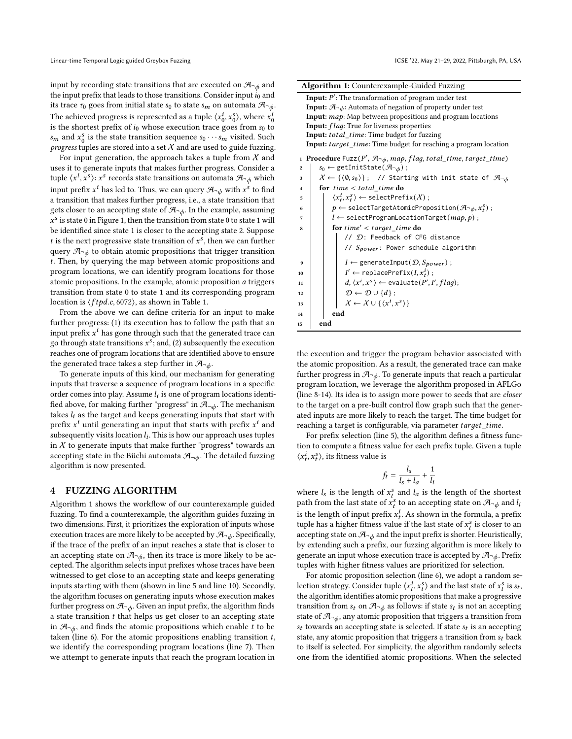input by recording state transitions that are executed on $\mathcal{A}_{\neg\phi}$ and the input prefix that leads to those transitions. Consider input $i_0$ and its trace $\tau_0$ goes from initial state $s_0$ to state $s_m$ on automata $\mathcal{A}_{\neg\phi}$. The achieved progress is represented as a tuple $\langle x_0^i, x_0^s \rangle$, where $x_0^i$ is the shortest prefix of $i_0$ whose execution trace goes from $s_0$ to $s_m$ and $x_0^s$ is the state transition sequence $s_0 \cdots s_m$ visited. Such *progress* tuples are stored into a set $\mathcal{X}$ and are used to guide fuzzing.

For input generation, the approach takes a tuple from $\mathcal{X}$ and uses it to generate inputs that makes further progress. Consider a tuple $\langle x^i, x^s \rangle$: $x^s$ records state transitions on automata $\mathcal{A}_{\neg\phi}$ which input prefix $x^i$ has led to. Thus, we can query $\mathcal{A}_{\neg\phi}$ with $x^s$ to find a transition that makes further progress, i.e., a state transition that gets closer to an accepting state of $\mathcal{A}_{\neg\phi}$. In the example, assuming $x^s$ is state 0 in Figure 1, then the transition from state 0 to state 1 will be identified since state 1 is closer to the accepting state 2. Suppose $t$ is the next progressive state transition of $x^s$, then we can further query $\mathcal{A}_{\neg\phi}$ to obtain atomic propositions that trigger transition $t$. Then, by querying the map between atomic propositions and program locations, we can identify program locations for those atomic propositions. In the example, atomic proposition $a$ triggers transition from state 0 to state 1 and its corresponding program location is $\langle ftpd.c, 6072 \rangle$, as shown in Table 1.

From the above we can define criteria for an input to make further progress: (1) its execution has to follow the path that an input prefix $x^i$ has gone through such that the generated trace can go through state transitions $x^s$; and, (2) subsequently the execution reaches one of program locations that are identified above to ensure the generated trace takes a step further in $\mathcal{A}_{\neg\phi}$.

To generate inputs of this kind, our mechanism for generating inputs that traverse a sequence of program locations in a specific order comes into play. Assume $l_i$ is one of program locations identified above, for making further "progress" in $\mathcal{A}_{\neg\phi}$. The mechanism takes $l_i$ as the target and keeps generating inputs that start with prefix $x^i$ until generating an input that starts with prefix $x^i$ and subsequently visits location $l_i$. This is how our approach uses tuples in $\mathcal{X}$ to generate inputs that make further "progress" towards an accepting state in the Büchi automata $\mathcal{A}_{\neg\phi}$. The detailed fuzzing algorithm is now presented.

## 4 FUZZING ALGORITHM

Algorithm 1 shows the workflow of our counterexample guided fuzzing. To find a counterexample, the algorithm guides fuzzing in two dimensions. First, it prioritizes the exploration of inputs whose execution traces are more likely to be accepted by $\mathcal{A}_{\neg\phi}$. Specifically, if the trace of the prefix of an input reaches a state that is closer to an accepting state on $\mathcal{A}_{\neg\phi}$, then its trace is more likely to be accepted. The algorithm selects input prefixes whose traces have been witnessed to get close to an accepting state and keeps generating inputs starting with them (shown in line 5 and line 10). Secondly, the algorithm focuses on generating inputs whose execution makes further progress on $\mathcal{A}_{\neg\phi}$. Given an input prefix, the algorithm finds a state transition $t$ that helps us get closer to an accepting state in $\mathcal{A}_{\neg\phi}$, and finds the atomic propositions which enable $t$ to be taken (line 6). For the atomic propositions enabling transition $t$, we identify the corresponding program locations (line 7). Then we attempt to generate inputs that reach the program location in the execution and trigger the program behavior associated with the atomic proposition. As a result, the generated trace can make further progress in $\mathcal{A}_{\neg\phi}$. To generate inputs that reach a particular program location, we leverage the algorithm proposed in AFLGo (line 8-14). Its idea is to assign more power to seeds that are *closer* to the target on a pre-built control flow graph such that the generated inputs are more likely to reach the target. The time budget for reaching a target is configurable, via parameter *target_time*.

**Algorithm 1:** Counterexample-Guided Fuzzing

**Input:** $P'$: The transformation of program under test
**Input:** $\mathcal{A}_{\neg\phi}$: Automata of negation of property under test
**Input:** *map*: Map between propositions and program locations
**Input:** *flag*: True for liveness properties
**Input:** *total_time*: Time budget for fuzzing
**Input:** *target_time*: Time budget for reaching a program location

```
1  Procedure Fuzz(P', A¬φ, map, flag, total_time, target_time)
2      s0 ← getInitState(A¬φ) ;
3      X ← {⟨∅, s0⟩} ;  // Starting with init state of A¬φ
4      for time < total_time do
5          ⟨x_t^i, x_t^s⟩ ← selectPrefix(X) ;
6          p ← selectTargetAtomicProposition(A¬φ, x_t^s) ;
7          l ← selectProgramLocationTarget(map, p) ;
8          for time' < target_time do
               // D: Feedback of CFG distance
               // S_power: Power schedule algorithm
9              I ← generateInput(D, S_power) ;
10             I' ← replacePrefix(I, x_t^i) ;
11             d, ⟨x^i, x^s⟩ ← evaluate(P', I', flag);
12             D ← D ∪ {d} ;
13             X ← X ∪ {⟨x^i, x^s⟩}
14         end
15     end
```

For prefix selection (line 5), the algorithm defines a fitness function to compute a fitness value for each prefix tuple. Given a tuple $\langle x_t^i, x_t^s \rangle$, its fitness value is

$$f_t = \frac{l_s}{l_s + l_a} + \frac{1}{l_i}$$

where $l_s$ is the length of $x_t^s$ and $l_a$ is the length of the shortest path from the last state of $x_t^s$ to an accepting state on $\mathcal{A}_{\neg\phi}$ and $l_i$ is the length of input prefix $x_t^i$. As shown in the formula, a prefix tuple has a higher fitness value if the last state of $x_t^s$ is closer to an accepting state on $\mathcal{A}_{\neg\phi}$ and the input prefix is shorter. Heuristically, by extending such a prefix, our fuzzing algorithm is more likely to generate an input whose execution trace is accepted by $\mathcal{A}_{\neg\phi}$. Prefix tuples with higher fitness values are prioritized for selection.

For atomic proposition selection (line 6), we adopt a random selection strategy. Consider tuple $\langle x_t^i, x_t^s \rangle$ and the last state of $x_t^s$ is $s_t$, the algorithm identifies atomic propositions that make a progressive transition from $s_t$ on $\mathcal{A}_{\neg\phi}$ as follows: if state $s_t$ is not an accepting state of $\mathcal{A}_{\neg\phi}$, any atomic proposition that triggers a transition from $s_t$ towards an accepting state is selected. If state $s_t$ is an accepting state, any atomic proposition that triggers a transition from $s_t$ back to itself is selected. For simplicity, the algorithm randomly selects one from the identified atomic propositions. When the selected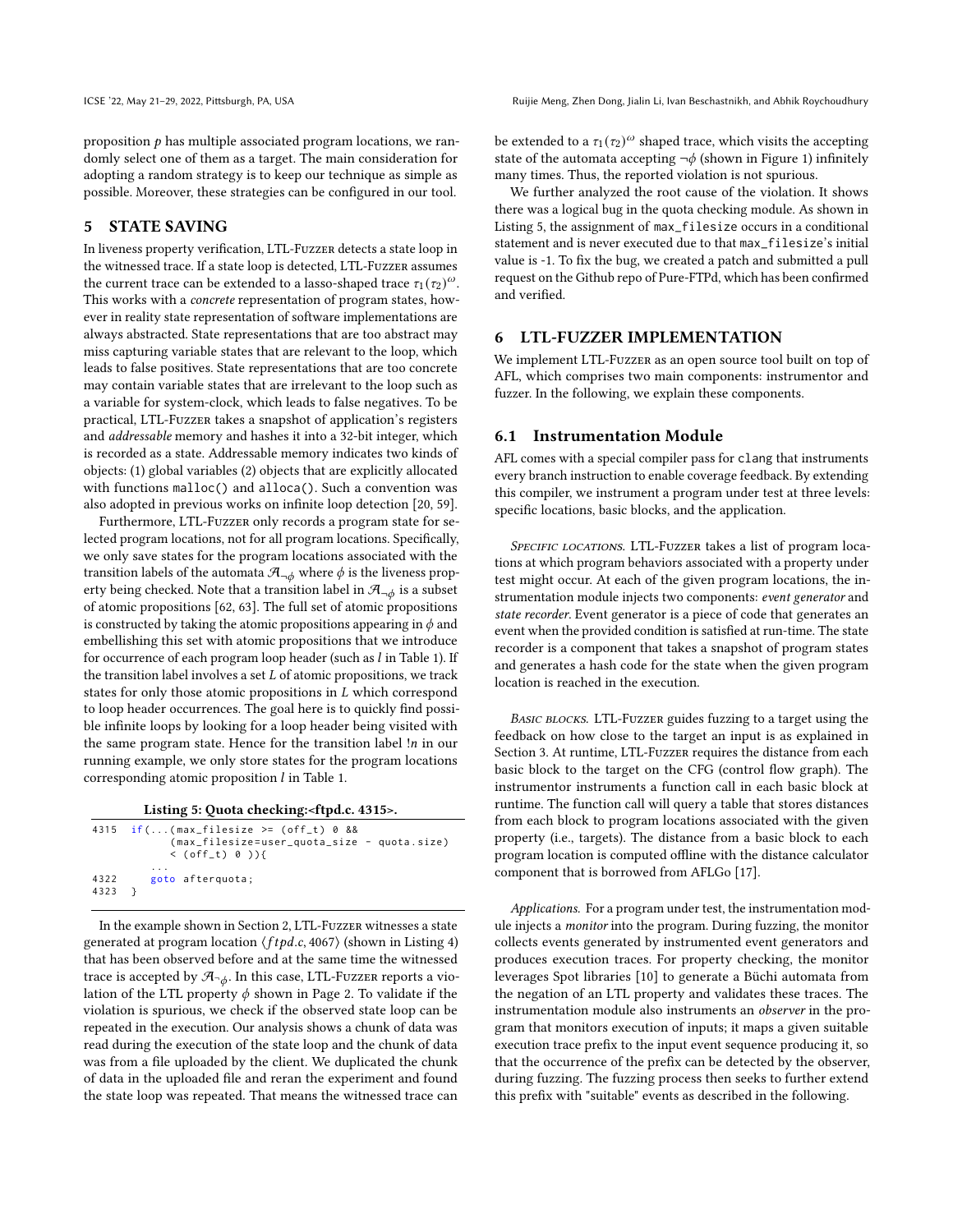proposition $p$ has multiple associated program locations, we randomly select one of them as a target. The main consideration for adopting a random strategy is to keep our technique as simple as possible. Moreover, these strategies can be configured in our tool.

## 5 STATE SAVING

In liveness property verification, LTL-Fuzzer detects a state loop in the witnessed trace. If a state loop is detected, LTL-Fuzzer assumes the current trace can be extended to a lasso-shaped trace $\tau_1(\tau_2)^\omega$. This works with a *concrete* representation of program states, however in reality state representation of software implementations are always abstracted. State representations that are too abstract may miss capturing variable states that are relevant to the loop, which leads to false positives. State representations that are too concrete may contain variable states that are irrelevant to the loop such as a variable for system-clock, which leads to false negatives. To be practical, LTL-Fuzzer takes a snapshot of application's registers and *addressable* memory and hashes it into a 32-bit integer, which is recorded as a state. Addressable memory indicates two kinds of objects: (1) global variables (2) objects that are explicitly allocated with functions malloc() and alloca(). Such a convention was also adopted in previous works on infinite loop detection [20, 59].

Furthermore, LTL-Fuzzer only records a program state for selected program locations, not for all program locations. Specifically, we only save states for the program locations associated with the transition labels of the automata $\mathcal{A}_{\neg\phi}$ where $\phi$ is the liveness property being checked. Note that a transition label in $\mathcal{A}_{\neg\phi}$ is a subset of atomic propositions [62, 63]. The full set of atomic propositions is constructed by taking the atomic propositions appearing in $\phi$ and embellishing this set with atomic propositions that we introduce for occurrence of each program loop header (such as $l$ in Table 1). If the transition label involves a set $L$ of atomic propositions, we track states for only those atomic propositions in $L$ which correspond to loop header occurrences. The goal here is to quickly find possible infinite loops by looking for a loop header being visited with the same program state. Hence for the transition label $!n$ in our running example, we only store states for the program locations corresponding atomic proposition $l$ in Table 1.

**Listing 5: Quota checking:<ftpd.c. 4315>.**

```
4315  if(...(max_filesize >= (off_t) 0 &&
           (max_filesize=user_quota_size - quota.size)
           < (off_t) 0 )){
        ...
4322      goto afterquota;
4323  }
```

In the example shown in Section 2, LTL-Fuzzer witnesses a state generated at program location $\langle ftpd.c, 4067\rangle$ (shown in Listing 4) that has been observed before and at the same time the witnessed trace is accepted by $\mathcal{A}_{\neg\phi}$. In this case, LTL-Fuzzer reports a violation of the LTL property $\phi$ shown in Page 2. To validate if the violation is spurious, we check if the observed state loop can be repeated in the execution. Our analysis shows a chunk of data was read during the execution of the state loop and the chunk of data was from a file uploaded by the client. We duplicated the chunk of data in the uploaded file and reran the experiment and found the state loop was repeated. That means the witnessed trace can be extended to a $\tau_1(\tau_2)^\omega$ shaped trace, which visits the accepting state of the automata accepting $\neg\phi$ (shown in Figure 1) infinitely many times. Thus, the reported violation is not spurious.

We further analyzed the root cause of the violation. It shows there was a logical bug in the quota checking module. As shown in Listing 5, the assignment of max_filesize occurs in a conditional statement and is never executed due to that max_filesize's initial value is -1. To fix the bug, we created a patch and submitted a pull request on the Github repo of Pure-FTPd, which has been confirmed and verified.

## 6 LTL-FUZZER IMPLEMENTATION

We implement LTL-Fuzzer as an open source tool built on top of AFL, which comprises two main components: instrumentor and fuzzer. In the following, we explain these components.

### 6.1 Instrumentation Module

AFL comes with a special compiler pass for clang that instruments every branch instruction to enable coverage feedback. By extending this compiler, we instrument a program under test at three levels: specific locations, basic blocks, and the application.

*Specific locations.* LTL-Fuzzer takes a list of program locations at which program behaviors associated with a property under test might occur. At each of the given program locations, the instrumentation module injects two components: *event generator* and *state recorder*. Event generator is a piece of code that generates an event when the provided condition is satisfied at run-time. The state recorder is a component that takes a snapshot of program states and generates a hash code for the state when the given program location is reached in the execution.

*Basic blocks.* LTL-Fuzzer guides fuzzing to a target using the feedback on how close to the target an input is as explained in Section 3. At runtime, LTL-Fuzzer requires the distance from each basic block to the target on the CFG (control flow graph). The instrumentor instruments a function call in each basic block at runtime. The function call will query a table that stores distances from each block to program locations associated with the given property (i.e., targets). The distance from a basic block to each program location is computed offline with the distance calculator component that is borrowed from AFLGo [17].

*Applications.* For a program under test, the instrumentation module injects a *monitor* into the program. During fuzzing, the monitor collects events generated by instrumented event generators and produces execution traces. For property checking, the monitor leverages Spot libraries [10] to generate a Büchi automata from the negation of an LTL property and validates these traces. The instrumentation module also instruments an *observer* in the program that monitors execution of inputs; it maps a given suitable execution trace prefix to the input event sequence producing it, so that the occurrence of the prefix can be detected by the observer, during fuzzing. The fuzzing process then seeks to further extend this prefix with "suitable" events as described in the following.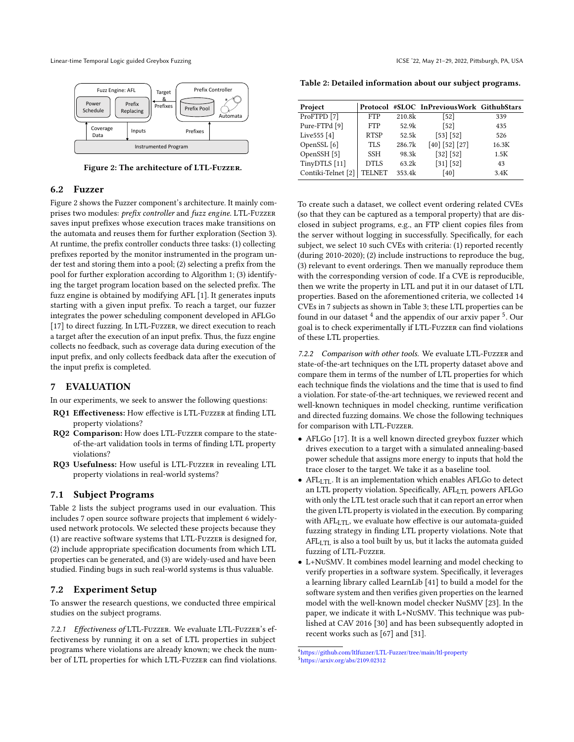Fuzz Engine: AFL

Power Schedule | Prefix Replacing

Target & Prefixes

Prefix Controller

Prefix Pool | Automata

Coverage Data | Inputs | Prefixes

Instrumented Program

Figure 2: The architecture of LTL-Fuzzer.

### 6.2 Fuzzer

Figure 2 shows the Fuzzer component's architecture. It mainly comprises two modules: *prefix controller* and *fuzz engine*. LTL-Fuzzer saves input prefixes whose execution traces make transitions on the automata and reuses them for further exploration (Section 3). At runtime, the prefix controller conducts three tasks: (1) collecting prefixes reported by the monitor instrumented in the program under test and storing them into a pool; (2) selecting a prefix from the pool for further exploration according to Algorithm 1; (3) identifying the target program location based on the selected prefix. The fuzz engine is obtained by modifying AFL [1]. It generates inputs starting with a given input prefix. To reach a target, our fuzzer integrates the power scheduling component developed in AFLGo [17] to direct fuzzing. In LTL-Fuzzer, we direct execution to reach a target after the execution of an input prefix. Thus, the fuzz engine collects no feedback, such as coverage data during execution of the input prefix, and only collects feedback data after the execution of the input prefix is completed.

## 7 EVALUATION

In our experiments, we seek to answer the following questions:

- **RQ1 Effectiveness:** How effective is LTL-Fuzzer at finding LTL property violations?
- **RQ2 Comparison:** How does LTL-Fuzzer compare to the state-of-the-art validation tools in terms of finding LTL property violations?
- **RQ3 Usefulness:** How useful is LTL-Fuzzer in revealing LTL property violations in real-world systems?

### 7.1 Subject Programs

Table 2 lists the subject programs used in our evaluation. This includes 7 open source software projects that implement 6 widely-used network protocols. We selected these projects because they (1) are reactive software systems that LTL-Fuzzer is designed for, (2) include appropriate specification documents from which LTL properties can be generated, and (3) are widely-used and have been studied. Finding bugs in such real-world systems is thus valuable.

### 7.2 Experiment Setup

To answer the research questions, we conducted three empirical studies on the subject programs.

*7.2.1 Effectiveness of* LTL-Fuzzer. We evaluate LTL-Fuzzer's effectiveness by running it on a set of LTL properties in subject programs where violations are already known; we check the number of LTL properties for which LTL-Fuzzer can find violations.

**Table 2: Detailed information about our subject programs.**

| Project | Protocol | #SLOC | InPreviousWork | GithubStars |
|---|---|---|---|---|
| ProFTPD [7] | FTP | 210.8k | [52] | 339 |
| Pure-FTPd [9] | FTP | 52.9k | [52] | 435 |
| Live555 [4] | RTSP | 52.5k | [53] [52] | 526 |
| OpenSSL [6] | TLS | 286.7k | [40] [52] [27] | 16.3K |
| OpenSSH [5] | SSH | 98.3k | [32] [52] | 1.5K |
| TinyDTLS [11] | DTLS | 63.2k | [31] [52] | 43 |
| Contiki-Telnet [2] | TELNET | 353.4k | [40] | 3.4K |

To create such a dataset, we collect event ordering related CVEs (so that they can be captured as a temporal property) that are disclosed in subject programs, e.g., an FTP client copies files from the server without logging in successfully. Specifically, for each subject, we select 10 such CVEs with criteria: (1) reported recently (during 2010-2020); (2) include instructions to reproduce the bug, (3) relevant to event orderings. Then we manually reproduce them with the corresponding version of code. If a CVE is reproducible, then we write the property in LTL and put it in our dataset of LTL properties. Based on the aforementioned criteria, we collected 14 CVEs in 7 subjects as shown in Table 3; these LTL properties can be found in our dataset [4] and the appendix of our arxiv paper [5]. Our goal is to check experimentally if LTL-Fuzzer can find violations of these LTL properties.

*7.2.2 Comparison with other tools.* We evaluate LTL-Fuzzer and state-of-the-art techniques on the LTL property dataset above and compare them in terms of the number of LTL properties for which each technique finds the violations and the time that is used to find a violation. For state-of-the-art techniques, we reviewed recent and well-known techniques in model checking, runtime verification and directed fuzzing domains. We chose the following techniques for comparison with LTL-Fuzzer.

- AFLGo [17]. It is a well known directed greybox fuzzer which drives execution to a target with a simulated annealing-based power schedule that assigns more energy to inputs that hold the trace closer to the target. We take it as a baseline tool.
- $AFL_{LTL}$. It is an implementation which enables AFLGo to detect an LTL property violation. Specifically, $AFL_{LTL}$ powers AFLGo with only the LTL test oracle such that it can report an error when the given LTL property is violated in the execution. By comparing with $AFL_{LTL}$, we evaluate how effective is our automata-guided fuzzing strategy in finding LTL property violations. Note that $AFL_{LTL}$ is also a tool built by us, but it lacks the automata guided fuzzing of LTL-Fuzzer.
- L+NuSMV. It combines model learning and model checking to verify properties in a software system. Specifically, it leverages a learning library called LearnLib [41] to build a model for the software system and then verifies given properties on the learned model with the well-known model checker NuSMV [23]. In the paper, we indicate it with L+NuSMV. This technique was published at CAV 2016 [30] and has been subsequently adopted in recent works such as [67] and [31].

[4] https://github.com/ltlfuzzer/LTL-Fuzzer/tree/main/ltl-property
[5] https://arxiv.org/abs/2109.02312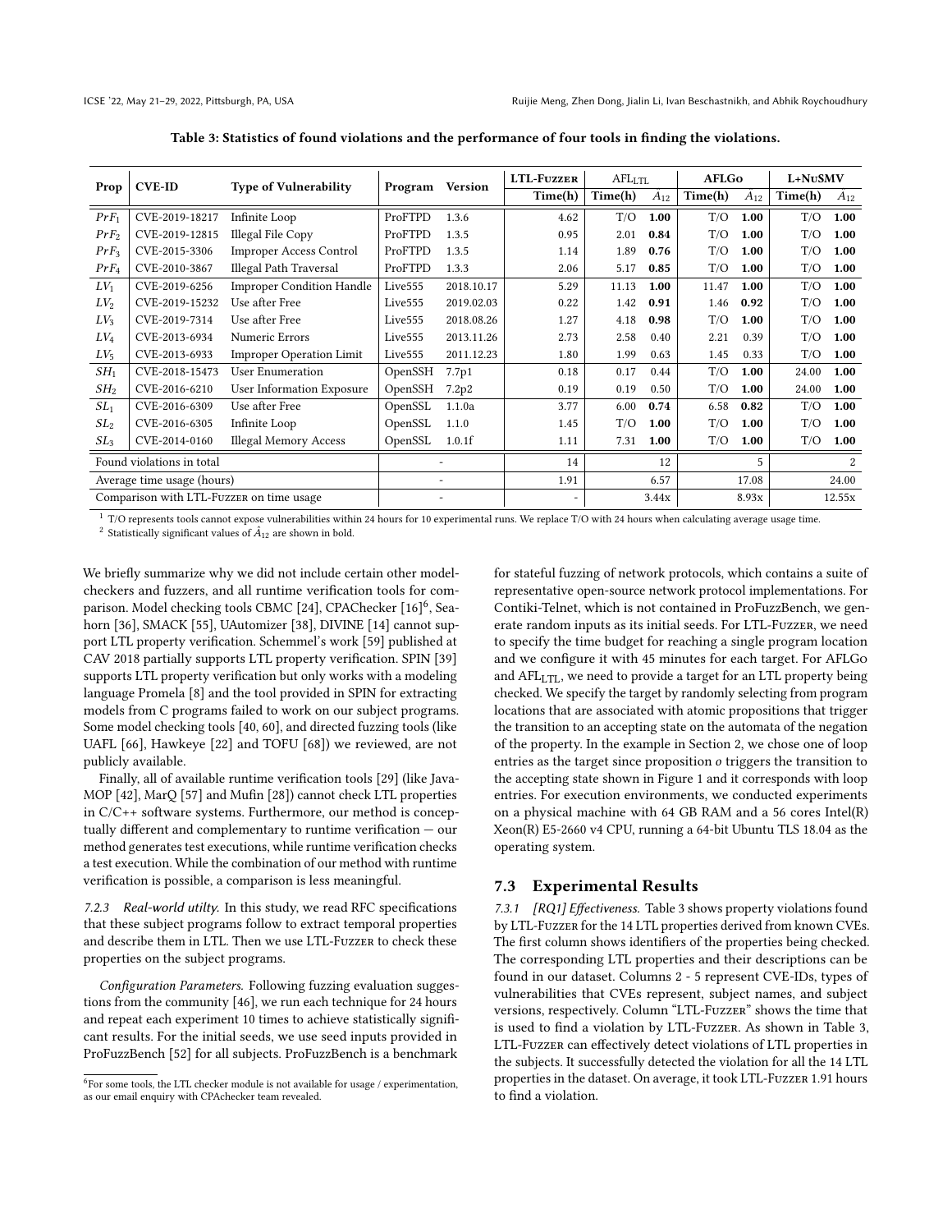**Table 3: Statistics of found violations and the performance of four tools in finding the violations.**

| Prop | CVE-ID | Type of Vulnerability | Program | Version | LTL-Fuzzer | AFL$_{LTL}$ | | AFLGo | | L+NuSMV | |
|---|---|---|---|---|---|---|---|---|---|---|---|
| | | | | | Time(h) | Time(h) | $\hat{A}_{12}$ | Time(h) | $\hat{A}_{12}$ | Time(h) | $\hat{A}_{12}$ |
| $PrF_1$ | CVE-2019-18217 | Infinite Loop | ProFTPD | 1.3.6 | 4.62 | T/O | **1.00** | T/O | **1.00** | T/O | **1.00** |
| $PrF_2$ | CVE-2019-12815 | Illegal File Copy | ProFTPD | 1.3.5 | 0.95 | 2.01 | **0.84** | T/O | **1.00** | T/O | **1.00** |
| $PrF_3$ | CVE-2015-3306 | Improper Access Control | ProFTPD | 1.3.5 | 1.14 | 1.89 | **0.76** | T/O | **1.00** | T/O | **1.00** |
| $PrF_4$ | CVE-2010-3867 | Illegal Path Traversal | ProFTPD | 1.3.3 | 2.06 | 5.17 | **0.85** | T/O | **1.00** | T/O | **1.00** |
| $LV_1$ | CVE-2019-6256 | Improper Condition Handle | Live555 | 2018.10.17 | 5.29 | 11.13 | **1.00** | 11.47 | **1.00** | T/O | **1.00** |
| $LV_2$ | CVE-2019-15232 | Use after Free | Live555 | 2019.02.03 | 0.22 | 1.42 | **0.91** | 1.46 | **0.92** | T/O | **1.00** |
| $LV_3$ | CVE-2019-7314 | Use after Free | Live555 | 2018.08.26 | 1.27 | 4.18 | **0.98** | T/O | **1.00** | T/O | **1.00** |
| $LV_4$ | CVE-2013-6934 | Numeric Errors | Live555 | 2013.11.26 | 2.73 | 2.58 | 0.40 | 2.21 | 0.39 | T/O | **1.00** |
| $LV_5$ | CVE-2013-6933 | Improper Operation Limit | Live555 | 2011.12.23 | 1.80 | 1.99 | 0.63 | 1.45 | 0.33 | T/O | **1.00** |
| $SH_1$ | CVE-2018-15473 | User Enumeration | OpenSSH | 7.7p1 | 0.18 | 0.17 | 0.44 | T/O | **1.00** | 24.00 | **1.00** |
| $SH_2$ | CVE-2016-6210 | User Information Exposure | OpenSSH | 7.2p2 | 0.19 | 0.19 | 0.50 | T/O | **1.00** | 24.00 | **1.00** |
| $SL_1$ | CVE-2016-6309 | Use after Free | OpenSSL | 1.1.0a | 3.77 | 6.00 | **0.74** | 6.58 | **0.82** | T/O | **1.00** |
| $SL_2$ | CVE-2016-6305 | Infinite Loop | OpenSSL | 1.1.0 | 1.45 | T/O | **1.00** | T/O | **1.00** | T/O | **1.00** |
| $SL_3$ | CVE-2014-0160 | Illegal Memory Access | OpenSSL | 1.0.1f | 1.11 | 7.31 | **1.00** | T/O | **1.00** | T/O | **1.00** |
| Found violations in total | | | - | | 14 | 12 | | 5 | | 2 | |
| Average time usage (hours) | | | - | | 1.91 | 6.57 | | 17.08 | | 24.00 | |
| Comparison with LTL-Fuzzer on time usage | | | - | | - | 3.44x | | 8.93x | | 12.55x | |

[1] T/O represents tools cannot expose vulnerabilities within 24 hours for 10 experimental runs. We replace T/O with 24 hours when calculating average usage time.
[2] Statistically significant values of $\hat{A}_{12}$ are shown in bold.

We briefly summarize why we did not include certain other model-checkers and fuzzers, and all runtime verification tools for comparison. Model checking tools CBMC [24], CPAChecker [16][6], Seahorn [36], SMACK [55], UAutomizer [38], DIVINE [14] cannot support LTL property verification. Schemmel's work [59] published at CAV 2018 partially supports LTL property verification. SPIN [39] supports LTL property verification but only works with a modeling language Promela [8] and the tool provided in SPIN for extracting models from C programs failed to work on our subject programs. Some model checking tools [40, 60], and directed fuzzing tools (like UAFL [66], Hawkeye [22] and TOFU [68]) we reviewed, are not publicly available.

Finally, all of available runtime verification tools [29] (like JavaMOP [42], MarQ [57] and Mufin [28]) cannot check LTL properties in C/C++ software systems. Furthermore, our method is conceptually different and complementary to runtime verification — our method generates test executions, while runtime verification checks a test execution. While the combination of our method with runtime verification is possible, a comparison is less meaningful.

*7.2.3 Real-world utilty.* In this study, we read RFC specifications that these subject programs follow to extract temporal properties and describe them in LTL. Then we use LTL-Fuzzer to check these properties on the subject programs.

*Configuration Parameters.* Following fuzzing evaluation suggestions from the community [46], we run each technique for 24 hours and repeat each experiment 10 times to achieve statistically significant results. For the initial seeds, we use seed inputs provided in ProFuzzBench [52] for all subjects. ProFuzzBench is a benchmark for stateful fuzzing of network protocols, which contains a suite of representative open-source network protocol implementations. For Contiki-Telnet, which is not contained in ProFuzzBench, we generate random inputs as its initial seeds. For LTL-Fuzzer, we need to specify the time budget for reaching a single program location and we configure it with 45 minutes for each target. For AFLGo and AFL$_{LTL}$, we need to provide a target for an LTL property being checked. We specify the target by randomly selecting from program locations that are associated with atomic propositions that trigger the transition to an accepting state on the automata of the negation of the property. In the example in Section 2, we chose one of loop entries as the target since proposition $o$ triggers the transition to the accepting state shown in Figure 1 and it corresponds with loop entries. For execution environments, we conducted experiments on a physical machine with 64 GB RAM and a 56 cores Intel(R) Xeon(R) E5-2660 v4 CPU, running a 64-bit Ubuntu TLS 18.04 as the operating system.

[6] For some tools, the LTL checker module is not available for usage / experimentation, as our email enquiry with CPAchecker team revealed.

## 7.3 Experimental Results

*7.3.1 [RQ1] Effectiveness.* Table 3 shows property violations found by LTL-Fuzzer for the 14 LTL properties derived from known CVEs. The first column shows identifiers of the properties being checked. The corresponding LTL properties and their descriptions can be found in our dataset. Columns 2 - 5 represent CVE-IDs, types of vulnerabilities that CVEs represent, subject names, and subject versions, respectively. Column "LTL-Fuzzer" shows the time that is used to find a violation by LTL-Fuzzer. As shown in Table 3, LTL-Fuzzer can effectively detect violations of LTL properties in the subjects. It successfully detected the violation for all the 14 LTL properties in the dataset. On average, it took LTL-Fuzzer 1.91 hours to find a violation.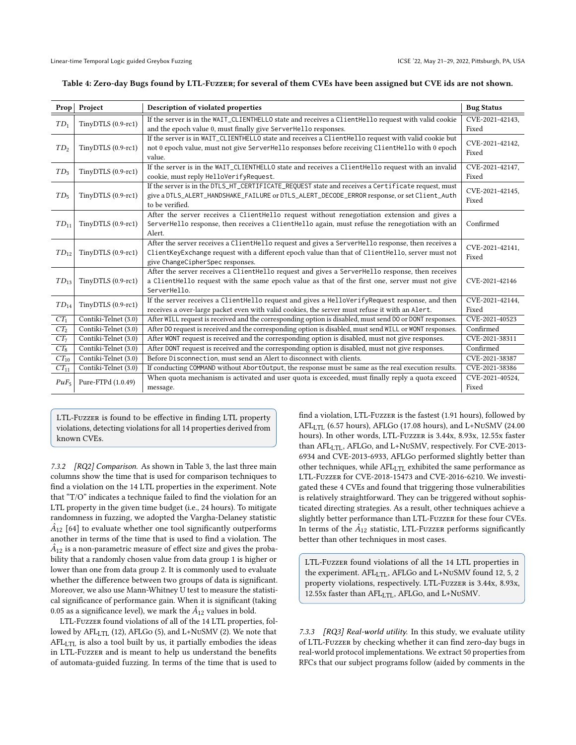**Table 4: Zero-day Bugs found by LTL-Fuzzer; for several of them CVEs have been assigned but CVE ids are not shown.**

| Prop | Project | Description of violated properties | Bug Status |
|---|---|---|---|
| $TD_1$ | TinyDTLS (0.9-rc1) | If the server is in the WAIT_CLIENTHELLO state and receives a ClientHello request with valid cookie and the epoch value 0, must finally give ServerHello responses. | CVE-2021-42143, Fixed |
| $TD_2$ | TinyDTLS (0.9-rc1) | If the server is in WAIT_CLIENTHELLO state and receives a ClientHello request with valid cookie but not 0 epoch value, must not give ServerHello responses before receiving ClientHello with 0 epoch value. | CVE-2021-42142, Fixed |
| $TD_3$ | TinyDTLS (0.9-rc1) | If the server is in the WAIT_CLIENTHELLO state and receives a ClientHello request with an invalid cookie, must reply HelloVerifyRequest. | CVE-2021-42147, Fixed |
| $TD_5$ | TinyDTLS (0.9-rc1) | If the server is in the DTLS_HT_CERTIFICATE_REQUEST state and receives a Certificate request, must give a DTLS_ALERT_HANDSHAKE_FAILURE or DTLS_ALERT_DECODE_ERROR response, or set Client_Auth to be verified. | CVE-2021-42145, Fixed |
| $TD_{11}$ | TinyDTLS (0.9-rc1) | After the server receives a ClientHello request without renegotiation extension and gives a ServerHello response, then receives a ClientHello again, must refuse the renegotiation with an Alert. | Confirmed |
| $TD_{12}$ | TinyDTLS (0.9-rc1) | After the server receives a ClientHello request and gives a ServerHello response, then receives a ClientKeyExchange request with a different epoch value than that of ClientHello, server must not give ChangeCipherSpec responses. | CVE-2021-42141, Fixed |
| $TD_{13}$ | TinyDTLS (0.9-rc1) | After the server receives a ClientHello request and gives a ServerHello response, then receives a ClientHello request with the same epoch value as that of the first one, server must not give ServerHello. | CVE-2021-42146 |
| $TD_{14}$ | TinyDTLS (0.9-rc1) | If the server receives a ClientHello request and gives a HelloVerifyRequest response, and then receives a over-large packet even with valid cookies, the server must refuse it with an Alert. | CVE-2021-42144, Fixed |
| $CT_1$ | Contiki-Telnet (3.0) | After WILL request is received and the corresponding option is disabled, must send DO or DONT responses. | CVE-2021-40523 |
| $CT_2$ | Contiki-Telnet (3.0) | After DO request is received and the corresponding option is disabled, must send WILL or WONT responses. | Confirmed |
| $CT_7$ | Contiki-Telnet (3.0) | After WONT request is received and the corresponding option is disabled, must not give responses. | CVE-2021-38311 |
| $CT_8$ | Contiki-Telnet (3.0) | After DONT request is received and the corresponding option is disabled, must not give responses. | Confirmed |
| $CT_{10}$ | Contiki-Telnet (3.0) | Before Disconnection, must send an Alert to disconnect with clients. | CVE-2021-38387 |
| $CT_{11}$ | Contiki-Telnet (3.0) | If conducting COMMAND without AbortOutput, the response must be same as the real execution results. | CVE-2021-38386 |
| $PuF_5$ | Pure-FTPd (1.0.49) | When quota mechanism is activated and user quota is exceeded, must finally reply a quota exceed message. | CVE-2021-40524, Fixed |

> LTL-Fuzzer is found to be effective in finding LTL property violations, detecting violations for all 14 properties derived from known CVEs.

*7.3.2 [RQ2] Comparison.* As shown in Table 3, the last three main columns show the time that is used for comparison techniques to find a violation on the 14 LTL properties in the experiment. Note that "T/O" indicates a technique failed to find the violation for an LTL property in the given time budget (i.e., 24 hours). To mitigate randomness in fuzzing, we adopted the Vargha-Delaney statistic $\hat{A}_{12}$ [64] to evaluate whether one tool significantly outperforms another in terms of the time that is used to find a violation. The $\hat{A}_{12}$ is a non-parametric measure of effect size and gives the probability that a randomly chosen value from data group 1 is higher or lower than one from data group 2. It is commonly used to evaluate whether the difference between two groups of data is significant. Moreover, we also use Mann-Whitney U test to measure the statistical significance of performance gain. When it is significant (taking 0.05 as a significance level), we mark the $\hat{A}_{12}$ values in bold.

LTL-Fuzzer found violations of all of the 14 LTL properties, followed by $\text{AFL}_{\text{LTL}}$ (12), AFLGo (5), and L+NuSMV (2). We note that $\text{AFL}_{\text{LTL}}$ is also a tool built by us, it partially embodies the ideas in LTL-Fuzzer and is meant to help us understand the benefits of automata-guided fuzzing. In terms of the time that is used to find a violation, LTL-Fuzzer is the fastest (1.91 hours), followed by $\text{AFL}_{\text{LTL}}$ (6.57 hours), AFLGo (17.08 hours), and L+NuSMV (24.00 hours). In other words, LTL-Fuzzer is 3.44x, 8.93x, 12.55x faster than $\text{AFL}_{\text{LTL}}$, AFLGo, and L+NuSMV, respectively. For CVE-2013-6934 and CVE-2013-6933, AFLGo performed slightly better than other techniques, while $\text{AFL}_{\text{LTL}}$ exhibited the same performance as LTL-Fuzzer for CVE-2018-15473 and CVE-2016-6210. We investigated these 4 CVEs and found that triggering those vulnerabilities is relatively straightforward. They can be triggered without sophisticated directing strategies. As a result, other techniques achieve a slightly better performance than LTL-Fuzzer for these four CVEs. In terms of the $\hat{A}_{12}$ statistic, LTL-Fuzzer performs significantly better than other techniques in most cases.

> LTL-Fuzzer found violations of all the 14 LTL properties in the experiment. $\text{AFL}_{\text{LTL}}$, AFLGo and L+NuSMV found 12, 5, 2 property violations, respectively. LTL-Fuzzer is 3.44x, 8.93x, 12.55x faster than $\text{AFL}_{\text{LTL}}$, AFLGo, and L+NuSMV.

*7.3.3 [RQ3] Real-world utility.* In this study, we evaluate utility of LTL-Fuzzer by checking whether it can find zero-day bugs in real-world protocol implementations. We extract 50 properties from RFCs that our subject programs follow (aided by comments in the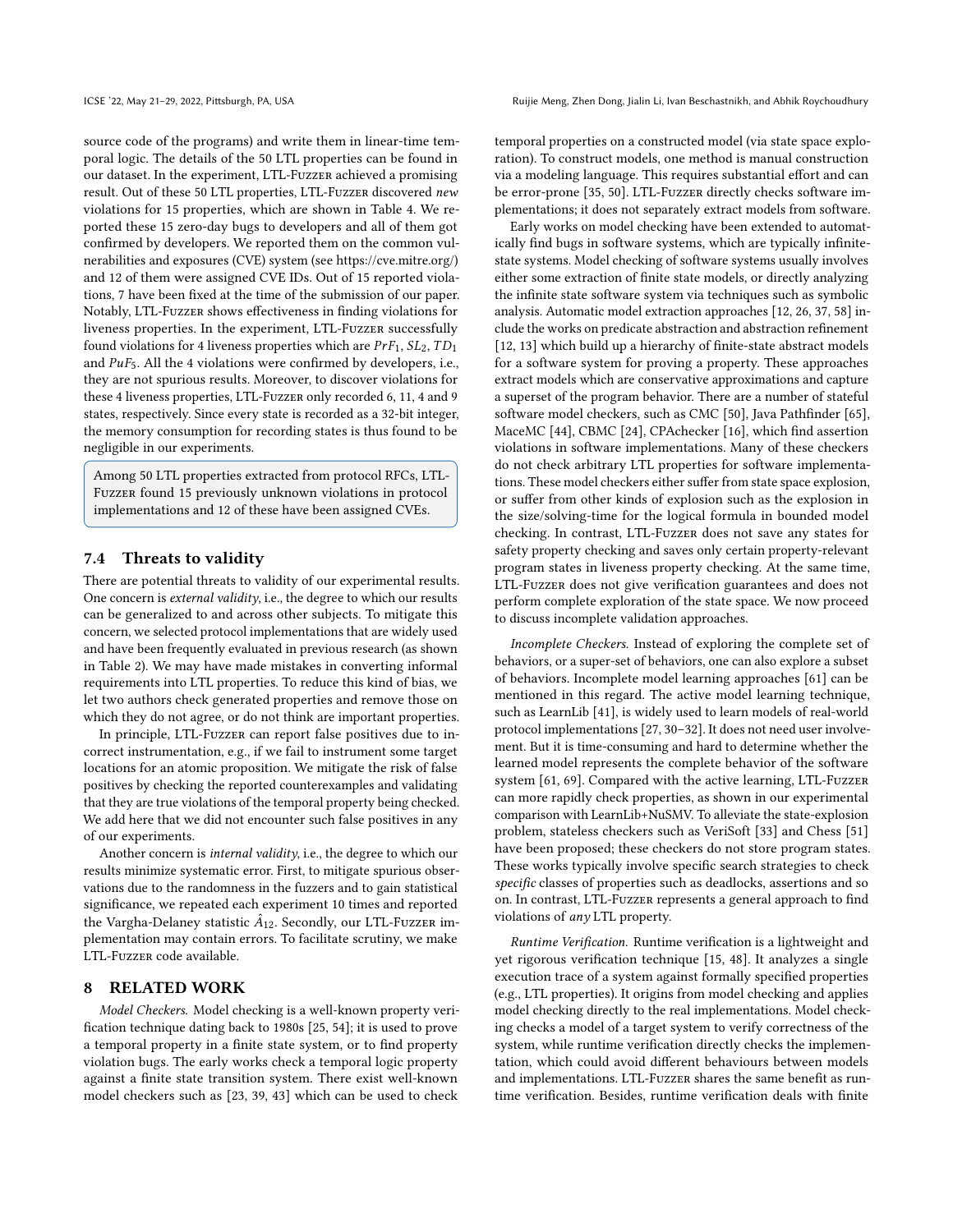source code of the programs) and write them in linear-time temporal logic. The details of the 50 LTL properties can be found in our dataset. In the experiment, LTL-Fuzzer achieved a promising result. Out of these 50 LTL properties, LTL-Fuzzer discovered *new* violations for 15 properties, which are shown in Table 4. We reported these 15 zero-day bugs to developers and all of them got confirmed by developers. We reported them on the common vulnerabilities and exposures (CVE) system (see https://cve.mitre.org/) and 12 of them were assigned CVE IDs. Out of 15 reported violations, 7 have been fixed at the time of the submission of our paper. Notably, LTL-Fuzzer shows effectiveness in finding violations for liveness properties. In the experiment, LTL-Fuzzer successfully found violations for 4 liveness properties which are $PrF_1$, $SL_2$, $TD_1$ and $PuF_5$. All the 4 violations were confirmed by developers, i.e., they are not spurious results. Moreover, to discover violations for these 4 liveness properties, LTL-Fuzzer only recorded 6, 11, 4 and 9 states, respectively. Since every state is recorded as a 32-bit integer, the memory consumption for recording states is thus found to be negligible in our experiments.

> Among 50 LTL properties extracted from protocol RFCs, LTL-Fuzzer found 15 previously unknown violations in protocol implementations and 12 of these have been assigned CVEs.

### 7.4 Threats to validity

There are potential threats to validity of our experimental results. One concern is *external validity*, i.e., the degree to which our results can be generalized to and across other subjects. To mitigate this concern, we selected protocol implementations that are widely used and have been frequently evaluated in previous research (as shown in Table 2). We may have made mistakes in converting informal requirements into LTL properties. To reduce this kind of bias, we let two authors check generated properties and remove those on which they do not agree, or do not think are important properties.

In principle, LTL-Fuzzer can report false positives due to incorrect instrumentation, e.g., if we fail to instrument some target locations for an atomic proposition. We mitigate the risk of false positives by checking the reported counterexamples and validating that they are true violations of the temporal property being checked. We add here that we did not encounter such false positives in any of our experiments.

Another concern is *internal validity*, i.e., the degree to which our results minimize systematic error. First, to mitigate spurious observations due to the randomness in the fuzzers and to gain statistical significance, we repeated each experiment 10 times and reported the Vargha-Delaney statistic $\hat{A}_{12}$. Secondly, our LTL-Fuzzer implementation may contain errors. To facilitate scrutiny, we make LTL-Fuzzer code available.

## 8 RELATED WORK

*Model Checkers.* Model checking is a well-known property verification technique dating back to 1980s [25, 54]; it is used to prove a temporal property in a finite state system, or to find property violation bugs. The early works check a temporal logic property against a finite state transition system. There exist well-known model checkers such as [23, 39, 43] which can be used to check temporal properties on a constructed model (via state space exploration). To construct models, one method is manual construction via a modeling language. This requires substantial effort and can be error-prone [35, 50]. LTL-Fuzzer directly checks software implementations; it does not separately extract models from software.

Early works on model checking have been extended to automatically find bugs in software systems, which are typically infinite-state systems. Model checking of software systems usually involves either some extraction of finite state models, or directly analyzing the infinite state software system via techniques such as symbolic analysis. Automatic model extraction approaches [12, 26, 37, 58] include the works on predicate abstraction and abstraction refinement [12, 13] which build up a hierarchy of finite-state abstract models for a software system for proving a property. These approaches extract models which are conservative approximations and capture a superset of the program behavior. There are a number of stateful software model checkers, such as CMC [50], Java Pathfinder [65], MaceMC [44], CBMC [24], CPAchecker [16], which find assertion violations in software implementations. Many of these checkers do not check arbitrary LTL properties for software implementations. These model checkers either suffer from state space explosion, or suffer from other kinds of explosion such as the explosion in the size/solving-time for the logical formula in bounded model checking. In contrast, LTL-Fuzzer does not save any states for safety property checking and saves only certain property-relevant program states in liveness property checking. At the same time, LTL-Fuzzer does not give verification guarantees and does not perform complete exploration of the state space. We now proceed to discuss incomplete validation approaches.

*Incomplete Checkers.* Instead of exploring the complete set of behaviors, or a super-set of behaviors, one can also explore a subset of behaviors. Incomplete model learning approaches [61] can be mentioned in this regard. The active model learning technique, such as LearnLib [41], is widely used to learn models of real-world protocol implementations [27, 30–32]. It does not need user involvement. But it is time-consuming and hard to determine whether the learned model represents the complete behavior of the software system [61, 69]. Compared with the active learning, LTL-Fuzzer can more rapidly check properties, as shown in our experimental comparison with LearnLib+NuSMV. To alleviate the state-explosion problem, stateless checkers such as VeriSoft [33] and Chess [51] have been proposed; these checkers do not store program states. These works typically involve specific search strategies to check *specific* classes of properties such as deadlocks, assertions and so on. In contrast, LTL-Fuzzer represents a general approach to find violations of *any* LTL property.

*Runtime Verification.* Runtime verification is a lightweight and yet rigorous verification technique [15, 48]. It analyzes a single execution trace of a system against formally specified properties (e.g., LTL properties). It origins from model checking and applies model checking directly to the real implementations. Model checking checks a model of a target system to verify correctness of the system, while runtime verification directly checks the implementation, which could avoid different behaviours between models and implementations. LTL-Fuzzer shares the same benefit as runtime verification. Besides, runtime verification deals with finite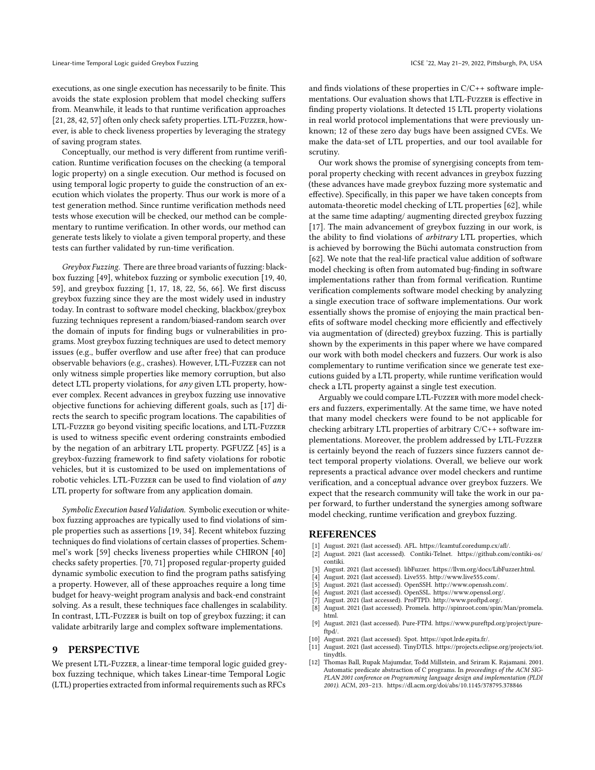executions, as one single execution has necessarily to be finite. This avoids the state explosion problem that model checking suffers from. Meanwhile, it leads to that runtime verification approaches [21, 28, 42, 57] often only check safety properties. LTL-Fuzzer, however, is able to check liveness properties by leveraging the strategy of saving program states.

Conceptually, our method is very different from runtime verification. Runtime verification focuses on the checking (a temporal logic property) on a single execution. Our method is focused on using temporal logic property to guide the construction of an execution which violates the property. Thus our work is more of a test generation method. Since runtime verification methods need tests whose execution will be checked, our method can be complementary to runtime verification. In other words, our method can generate tests likely to violate a given temporal property, and these tests can further validated by run-time verification.

*Greybox Fuzzing.* There are three broad variants of fuzzing: blackbox fuzzing [49], whitebox fuzzing or symbolic execution [19, 40, 59], and greybox fuzzing [1, 17, 18, 22, 56, 66]. We first discuss greybox fuzzing since they are the most widely used in industry today. In contrast to software model checking, blackbox/greybox fuzzing techniques represent a random/biased-random search over the domain of inputs for finding bugs or vulnerabilities in programs. Most greybox fuzzing techniques are used to detect memory issues (e.g., buffer overflow and use after free) that can produce observable behaviors (e.g., crashes). However, LTL-Fuzzer can not only witness simple properties like memory corruption, but also detect LTL property violations, for *any* given LTL property, however complex. Recent advances in greybox fuzzing use innovative objective functions for achieving different goals, such as [17] directs the search to specific program locations. The capabilities of LTL-Fuzzer go beyond visiting specific locations, and LTL-Fuzzer is used to witness specific event ordering constraints embodied by the negation of an arbitrary LTL property. PGFUZZ [45] is a greybox-fuzzing framework to find safety violations for robotic vehicles, but it is customized to be used on implementations of robotic vehicles. LTL-Fuzzer can be used to find violation of *any* LTL property for software from any application domain.

*Symbolic Execution based Validation.* Symbolic execution or whitebox fuzzing approaches are typically used to find violations of simple properties such as assertions [19, 34]. Recent whitebox fuzzing techniques do find violations of certain classes of properties. Schemmel's work [59] checks liveness properties while CHIRON [40] checks safety properties. [70, 71] proposed regular-property guided dynamic symbolic execution to find the program paths satisfying a property. However, all of these approaches require a long time budget for heavy-weight program analysis and back-end constraint solving. As a result, these techniques face challenges in scalability. In contrast, LTL-Fuzzer is built on top of greybox fuzzing; it can validate arbitrarily large and complex software implementations.

## 9 PERSPECTIVE

We present LTL-Fuzzer, a linear-time temporal logic guided greybox fuzzing technique, which takes Linear-time Temporal Logic (LTL) properties extracted from informal requirements such as RFCs and finds violations of these properties in C/C++ software implementations. Our evaluation shows that LTL-Fuzzer is effective in finding property violations. It detected 15 LTL property violations in real world protocol implementations that were previously unknown; 12 of these zero day bugs have been assigned CVEs. We make the data-set of LTL properties, and our tool available for scrutiny.

Our work shows the promise of synergising concepts from temporal property checking with recent advances in greybox fuzzing (these advances have made greybox fuzzing more systematic and effective). Specifically, in this paper we have taken concepts from automata-theoretic model checking of LTL properties [62], while at the same time adapting/ augmenting directed greybox fuzzing [17]. The main advancement of greybox fuzzing in our work, is the ability to find violations of *arbitrary* LTL properties, which is achieved by borrowing the Büchi automata construction from [62]. We note that the real-life practical value addition of software model checking is often from automated bug-finding in software implementations rather than from formal verification. Runtime verification complements software model checking by analyzing a single execution trace of software implementations. Our work essentially shows the promise of enjoying the main practical benefits of software model checking more efficiently and effectively via augmentation of (directed) greybox fuzzing. This is partially shown by the experiments in this paper where we have compared our work with both model checkers and fuzzers. Our work is also complementary to runtime verification since we generate test executions guided by a LTL property, while runtime verification would check a LTL property against a single test execution.

Arguably we could compare LTL-Fuzzer with more model checkers and fuzzers, experimentally. At the same time, we have noted that many model checkers were found to be not applicable for checking arbitrary LTL properties of arbitrary C/C++ software implementations. Moreover, the problem addressed by LTL-Fuzzer is certainly beyond the reach of fuzzers since fuzzers cannot detect temporal property violations. Overall, we believe our work represents a practical advance over model checkers and runtime verification, and a conceptual advance over greybox fuzzers. We expect that the research community will take the work in our paper forward, to further understand the synergies among software model checking, runtime verification and greybox fuzzing.

## REFERENCES

- [1] August. 2021 (last accessed). AFL. https://lcamtuf.coredump.cx/afl/.
- [2] August. 2021 (last accessed). Contiki-Telnet. https://github.com/contiki-os/contiki.
- [3] August. 2021 (last accessed). libFuzzer. https://llvm.org/docs/LibFuzzer.html.
- [4] August. 2021 (last accessed). Live555. http://www.live555.com/.
- [5] August. 2021 (last accessed). OpenSSH. http://www.openssh.com/.
- [6] August. 2021 (last accessed). OpenSSL. https://www.openssl.org/.
- [7] August. 2021 (last accessed). ProFTPD. http://www.proftpd.org/.
- [8] August. 2021 (last accessed). Promela. http://spinroot.com/spin/Man/promela.html.
- [9] August. 2021 (last accessed). Pure-FTPd. https://www.pureftpd.org/project/pure-ftpd/.
- [10] August. 2021 (last accessed). Spot. https://spot.lrde.epita.fr/.
- [11] August. 2021 (last accessed). TinyDTLS. https://projects.eclipse.org/projects/iot.tinydtls.
- [12] Thomas Ball, Rupak Majumdar, Todd Millstein, and Sriram K. Rajamani. 2001. Automatic predicate abstraction of C programs. In *proceedings of the ACM SIGPLAN 2001 conference on Programming language design and implementation (PLDI 2001)*. ACM, 203–213. https://dl.acm.org/doi/abs/10.1145/378795.378846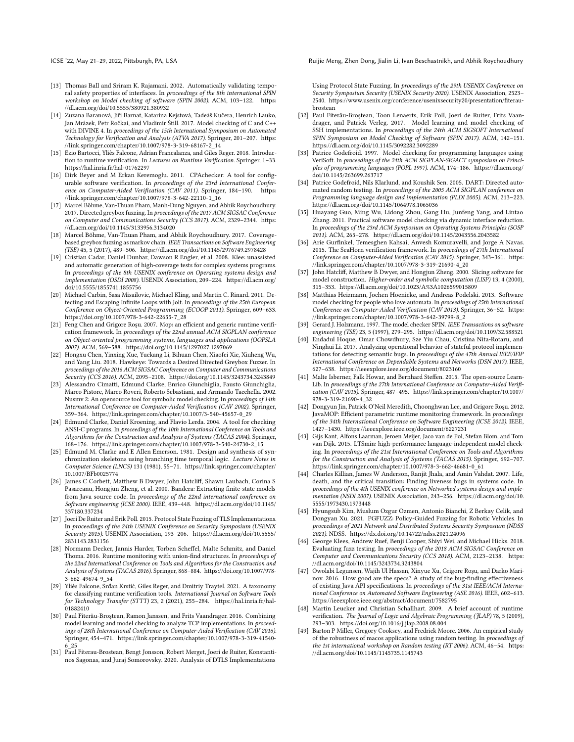- [13] Thomas Ball and Sriram K. Rajamani. 2002. Automatically validating temporal safety properties of interfaces. In *proceedings of the 8th international SPIN workshop on Model checking of software (SPIN 2002)*. ACM, 103–122. https://dl.acm.org/doi/10.5555/380921.380932
- [14] Zuzana Baranová, Jiří Barnat, Katarína Kejstová, Tadeáš Kučera, Henrich Lauko, Jan Mrázek, Petr Ročkai, and Vladimír Štill. 2017. Model checking of C and C++ with DIVINE 4. In *proceedings of the 15th International Symposium on Automated Technology for Verification and Analysis (ATVA 2017)*. Springer, 201–207. https://link.springer.com/chapter/10.1007/978-3-319-68167-2_14
- [15] Ezio Bartocci, Yliès Falcone, Adrian Francalanza, and Giles Reger. 2018. Introduction to runtime verification. In *Lectures on Runtime Verification*. Springer, 1–33. https://hal.inria.fr/hal-01762297
- [16] Dirk Beyer and M Erkan Keremoglu. 2011. CPAchecker: A tool for configurable software verification. In *proceedings of the 23rd International Conference on Computer-Aided Verification (CAV 2011)*. Springer, 184–190. https://link.springer.com/chapter/10.1007/978-3-642-22110-1_16
- [17] Marcel Böhme, Van-Thuan Pham, Manh-Dung Nguyen, and Abhik Roychoudhury. 2017. Directed greybox fuzzing. In *proceedings of the 2017 ACM SIGSAC Conference on Computer and Communications Security (CCS 2017)*. ACM, 2329–2344. https://dl.acm.org/doi/10.1145/3133956.3134020
- [18] Marcel Böhme, Van-Thuan Pham, and Abhik Roychoudhury. 2017. Coverage-based greybox fuzzing as markov chain. *IEEE Transactions on Software Engineering (TSE)* 45, 5 (2017), 489–506. https://dl.acm.org/doi/10.1145/2976749.2978428
- [19] Cristian Cadar, Daniel Dunbar, Dawson R Engler, et al. 2008. Klee: unassisted and automatic generation of high-coverage tests for complex systems programs. In *proceedings of the 8th USENIX conference on Operating systems design and implementation (OSDI 2008)*. USENIX Association, 209–224. https://dl.acm.org/doi/10.5555/1855741.1855756
- [20] Michael Carbin, Sasa Misailovic, Michael Kling, and Martin C. Rinard. 2011. Detecting and Escaping Infinite Loops with Jolt. In *proceedings of the 25th European Conference on Object-Oriented Programming (ECOOP 2011)*. Springer, 609–633. https://doi.org/10.1007/978-3-642-22655-7_28
- [21] Feng Chen and Grigore Roşu. 2007. Mop: an efficient and generic runtime verification framework. In *proceedings of the 22nd annual ACM SIGPLAN conference on Object-oriented programming systems, languages and applications (OOPSLA 2007)*. ACM, 569–588. https://doi.org/10.1145/1297027.1297069
- [22] Hongxu Chen, Yinxing Xue, Yuekang Li, Bihuan Chen, Xiaofei Xie, Xiuheng Wu, and Yang Liu. 2018. Hawkeye: Towards a Desired Directed Greybox Fuzzer. In *proceedings of the 2016 ACM SIGSAC Conference on Computer and Communications Security (CCS 2016)*. ACM, 2095–2108. https://doi.org/10.1145/3243734.3243849
- [23] Alessandro Cimatti, Edmund Clarke, Enrico Giunchiglia, Fausto Giunchiglia, Marco Pistore, Marco Roveri, Roberto Sebastiani, and Armando Tacchella. 2002. Nusmv 2: An opensource tool for symbolic model checking. In *proceedings of 14th International Conference on Computer-Aided Verification (CAV 2002)*. Springer, 359–364. https://link.springer.com/chapter/10.1007/3-540-45657-0_29
- [24] Edmund Clarke, Daniel Kroening, and Flavio Lerda. 2004. A tool for checking ANSI-C programs. In *proceedings of the 10th International Conference on Tools and Algorithms for the Construction and Analysis of Systems (TACAS 2004)*. Springer, 168–176. https://link.springer.com/chapter/10.1007/978-3-540-24730-2_15
- [25] Edmund M. Clarke and E Allen Emerson. 1981. Design and synthesis of synchronization skeletons using branching time temporal logic. *Lecture Notes in Computer Science (LNCS)* 131 (1981), 55–71. https://link.springer.com/chapter/10.1007/BFb0025774
- [26] James C Corbett, Matthew B Dwyer, John Hatcliff, Shawn Laubach, Corina S Pasareanu, Hongjun Zheng, et al. 2000. Bandera: Extracting finite-state models from Java source code. In *proceedings of the 22nd international conference on Software engineering (ICSE 2000)*. IEEE, 439–448. https://dl.acm.org/doi/10.1145/337180.337234
- [27] Joeri De Ruiter and Erik Poll. 2015. Protocol State Fuzzing of TLS Implementations. In *proceedings of the 24th USENIX Conference on Security Symposium (USENIX Security 2015)*. USENIX Association, 193–206. https://dl.acm.org/doi/10.5555/2831143.2831156
- [28] Normann Decker, Jannis Harder, Torben Scheffel, Malte Schmitz, and Daniel Thoma. 2016. Runtime monitoring with union-find structures. In *proceedings of the 22nd International Conference on Tools and Algorithms for the Construction and Analysis of Systems (TACAS 2016)*. Springer, 868–884. https://doi.org/10.1007/978-3-662-49674-9_54
- [29] Yliès Falcone, Srđan Krstić, Giles Reger, and Dmitriy Traytel. 2021. A taxonomy for classifying runtime verification tools. *International Journal on Software Tools for Technology Transfer (STTT)* 23, 2 (2021), 255–284. https://hal.inria.fr/hal-01882410
- [30] Paul Fiterău-Broştean, Ramon Janssen, and Frits Vaandrager. 2016. Combining model learning and model checking to analyze TCP implementations. In *proceedings of 28th International Conference on Computer-Aided Verification (CAV 2016)*. Springer, 454–471. https://link.springer.com/chapter/10.1007/978-3-319-41540-6_25
- [31] Paul Fiterau-Brostean, Bengt Jonsson, Robert Merget, Joeri de Ruiter, Konstantinos Sagonas, and Juraj Somorovsky. 2020. Analysis of DTLS Implementations Using Protocol State Fuzzing. In *proceedings of the 29th USENIX Conference on Security Symposium Security (USENIX Security 2020)*. USENIX Association, 2523–2540. https://www.usenix.org/conference/usenixsecurity20/presentation/fiterau-brostean
- [32] Paul Fiterău-Broştean, Toon Lenaerts, Erik Poll, Joeri de Ruiter, Frits Vaandrager, and Patrick Verleg. 2017. Model learning and model checking of SSH implementations. In *proceedings of the 24th ACM SIGSOFT International SPIN Symposium on Model Checking of Software (SPIN 2017)*. ACM, 142–151. https://dl.acm.org/doi/10.1145/3092282.3092289
- [33] Patrice Godefroid. 1997. Model checking for programming languages using VeriSoft. In *proceedings of the 24th ACM SIGPLAN-SIGACT symposium on Principles of programming languages (POPL 1997)*. ACM, 174–186. https://dl.acm.org/doi/10.1145/263699.263717
- [34] Patrice Godefroid, Nils Klarlund, and Koushik Sen. 2005. DART: Directed automated random testing. In *proceedings of the 2005 ACM SIGPLAN conference on Programming language design and implementation (PLDI 2005)*. ACM, 213–223. https://dl.acm.org/doi/10.1145/1064978.1065036
- [35] Huayang Guo, Ming Wu, Lidong Zhou, Gang Hu, Junfeng Yang, and Lintao Zhang. 2011. Practical software model checking via dynamic interface reduction. In *proceedings of the 23rd ACM Symposium on Operating Systems Principles (SOSP 2011)*. ACM, 265–278. https://dl.acm.org/doi/10.1145/2043556.2043582
- [36] Arie Gurfinkel, Temesghen Kahsai, Anvesh Komuravelli, and Jorge A Navas. 2015. The SeaHorn verification framework. In *proceedings of 27th International Conference on Computer-Aided Verification (CAV 2015)*. Springer, 343–361. https://link.springer.com/chapter/10.1007/978-3-319-21690-4_20
- [37] John Hatcliff, Matthew B Dwyer, and Hongjun Zheng. 2000. Slicing software for model construction. *Higher-order and symbolic computation (LISP)* 13, 4 (2000), 315–353. https://dl.acm.org/doi/10.1023/A%3A1026599015809
- [38] Matthias Heizmann, Jochen Hoenicke, and Andreas Podelski. 2013. Software model checking for people who love automata. In *proceedings of 25th International Conference on Computer-Aided Verification (CAV 2013)*. Springer, 36–52. https://link.springer.com/chapter/10.1007/978-3-642-39799-8_2
- [39] Gerard J. Holzmann. 1997. The model checker SPIN. *IEEE Transactions on software engineering (TSE)* 23, 5 (1997), 279–295. https://dl.acm.org/doi/10.1109/32.588521
- [40] Endadul Hoque, Omar Chowdhury, Sze Yiu Chau, Cristina Nita-Rotaru, and Ninghui Li. 2017. Analyzing operational behavior of stateful protocol implementations for detecting semantic bugs. In *proceedings of the 47th Annual IEEE/IFIP International Conference on Dependable Systems and Networks (DSN 2017)*. IEEE, 627–638. https://ieeexplore.ieee.org/document/8023160
- [41] Malte Isberner, Falk Howar, and Bernhard Steffen. 2015. The open-source LearnLib. In *proceedings of the 27th International Conference on Computer-Aided Verification (CAV 2015)*. Springer, 487–495. https://link.springer.com/chapter/10.1007/978-3-319-21690-4_32
- [42] Dongyun Jin, Patrick O'Neil Meredith, Choonghwan Lee, and Grigore Roşu. 2012. JavaMOP: Efficient parametric runtime monitoring framework. In *proceedings of the 34th International Conference on Software Engineering (ICSE 2012)*. IEEE, 1427–1430. https://ieeexplore.ieee.org/document/6227231
- [43] Gijs Kant, Alfons Laarman, Jeroen Meijer, Jaco van de Pol, Stefan Blom, and Tom van Dijk. 2015. LTSmin: high-performance language-independent model checking. In *proceedings of the 21st International Conference on Tools and Algorithms for the Construction and Analysis of Systems (TACAS 2015)*. Springer, 692–707. https://link.springer.com/chapter/10.1007/978-3-662-46681-0_61
- [44] Charles Killian, James W Anderson, Ranjit Jhala, and Amin Vahdat. 2007. Life, death, and the critical transition: Finding liveness bugs in systems code. In *proceedings of the 4th USENIX conference on Networked systems design and implementation (NSDI 2007)*. USENIX Association, 243–256. https://dl.acm.org/doi/10.5555/1973430.1973448
- [45] Hyungsub Kim, Muslum Ozgur Ozmen, Antonio Bianchi, Z Berkay Celik, and Dongyan Xu. 2021. PGFUZZ: Policy-Guided Fuzzing for Robotic Vehicles. In *proceedings of 2021 Network and Distributed Systems Security Symposium (NDSS 2021)*. NDSS. https://dx.doi.org/10.14722/ndss.2021.24096
- [46] George Klees, Andrew Ruef, Benji Cooper, Shiyi Wei, and Michael Hicks. 2018. Evaluating fuzz testing. In *proceedings of the 2018 ACM SIGSAC Conference on Computer and Communications Security (CCS 2018)*. ACM, 2123–2138. https://dl.acm.org/doi/10.1145/3243734.3243804
- [47] Owolabi Legunsen, Wajih Ul Hassan, Xinyue Xu, Grigore Roşu, and Darko Marinov. 2016. How good are the specs? A study of the bug-finding effectiveness of existing Java API specifications. In *proceedings of the 31st IEEE/ACM International Conference on Automated Software Engineering (ASE 2016)*. IEEE, 602–613. https://ieeexplore.ieee.org/abstract/document/7582795
- [48] Martin Leucker and Christian Schallhart. 2009. A brief account of runtime verification. *The Journal of Logic and Algebraic Programming (JLAP)* 78, 5 (2009), 293–303. https://doi.org/10.1016/j.jlap.2008.08.004
- [49] Barton P Miller, Gregory Cooksey, and Fredrick Moore. 2006. An empirical study of the robustness of macos applications using random testing. In *proceedings of the 1st international workshop on Random testing (RT 2006)*. ACM, 46–54. https://dl.acm.org/doi/10.1145/1145735.1145743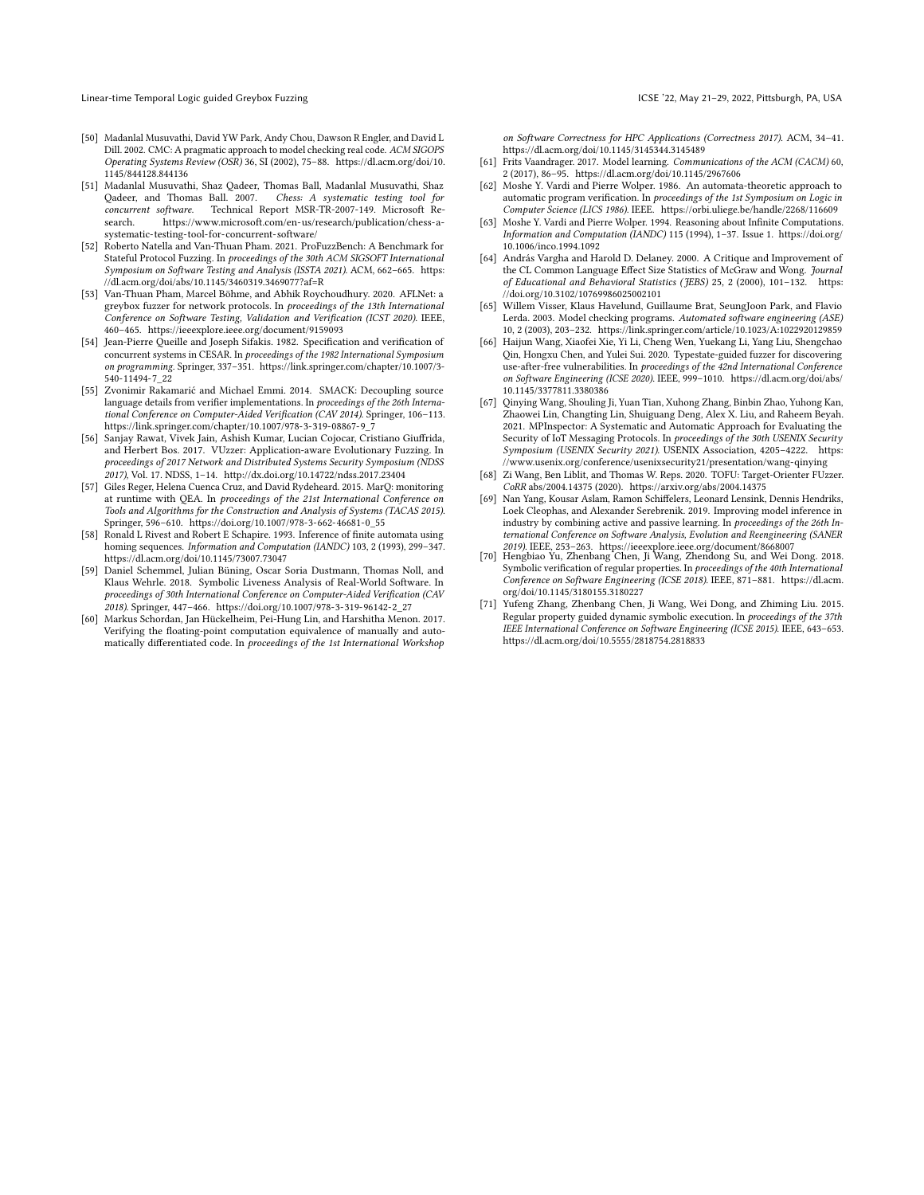[50] Madanlal Musuvathi, David YW Park, Andy Chou, Dawson R Engler, and David L Dill. 2002. CMC: A pragmatic approach to model checking real code. *ACM SIGOPS Operating Systems Review (OSR)* 36, SI (2002), 75–88. https://dl.acm.org/doi/10.1145/844128.844136

[51] Madanlal Musuvathi, Shaz Qadeer, Thomas Ball, Madanlal Musuvathi, Shaz Qadeer, and Thomas Ball. 2007. *Chess: A systematic testing tool for concurrent software.* Technical Report MSR-TR-2007-149. Microsoft Research. https://www.microsoft.com/en-us/research/publication/chess-a-systematic-testing-tool-for-concurrent-software/

[52] Roberto Natella and Van-Thuan Pham. 2021. ProFuzzBench: A Benchmark for Stateful Protocol Fuzzing. In *proceedings of the 30th ACM SIGSOFT International Symposium on Software Testing and Analysis (ISSTA 2021)*. ACM, 662–665. https://dl.acm.org/doi/abs/10.1145/3460319.3469077?af=R

[53] Van-Thuan Pham, Marcel Böhme, and Abhik Roychoudhury. 2020. AFLNet: a greybox fuzzer for network protocols. In *proceedings of the 13th International Conference on Software Testing, Validation and Verification (ICST 2020)*. IEEE, 460–465. https://ieeexplore.ieee.org/document/9159093

[54] Jean-Pierre Queille and Joseph Sifakis. 1982. Specification and verification of concurrent systems in CESAR. In *proceedings of the 1982 International Symposium on programming*. Springer, 337–351. https://link.springer.com/chapter/10.1007/3-540-11494-7_22

[55] Zvonimir Rakamarić and Michael Emmi. 2014. SMACK: Decoupling source language details from verifier implementations. In *proceedings of the 26th International Conference on Computer-Aided Verification (CAV 2014)*. Springer, 106–113. https://link.springer.com/chapter/10.1007/978-3-319-08867-9_7

[56] Sanjay Rawat, Vivek Jain, Ashish Kumar, Lucian Cojocar, Cristiano Giuffrida, and Herbert Bos. 2017. VUzzer: Application-aware Evolutionary Fuzzing. In *proceedings of 2017 Network and Distributed Systems Security Symposium (NDSS 2017)*, Vol. 17. NDSS, 1–14. http://dx.doi.org/10.14722/ndss.2017.23404

[57] Giles Reger, Helena Cuenca Cruz, and David Rydeheard. 2015. MarQ: monitoring at runtime with QEA. In *proceedings of the 21st International Conference on Tools and Algorithms for the Construction and Analysis of Systems (TACAS 2015)*. Springer, 596–610. https://doi.org/10.1007/978-3-662-46681-0_55

[58] Ronald L Rivest and Robert E Schapire. 1993. Inference of finite automata using homing sequences. *Information and Computation (IANDC)* 103, 2 (1993), 299–347. https://dl.acm.org/doi/10.1145/73007.73047

[59] Daniel Schemmel, Julian Büning, Oscar Soria Dustmann, Thomas Noll, and Klaus Wehrle. 2018. Symbolic Liveness Analysis of Real-World Software. In *proceedings of 30th International Conference on Computer-Aided Verification (CAV 2018)*. Springer, 447–466. https://doi.org/10.1007/978-3-319-96142-2_27

[60] Markus Schordan, Jan Hückelheim, Pei-Hung Lin, and Harshitha Menon. 2017. Verifying the floating-point computation equivalence of manually and automatically differentiated code. In *proceedings of the 1st International Workshop on Software Correctness for HPC Applications (Correctness 2017)*. ACM, 34–41. https://dl.acm.org/doi/10.1145/3145344.3145489

[61] Frits Vaandrager. 2017. Model learning. *Communications of the ACM (CACM)* 60, 2 (2017), 86–95. https://dl.acm.org/doi/10.1145/2967606

[62] Moshe Y. Vardi and Pierre Wolper. 1986. An automata-theoretic approach to automatic program verification. In *proceedings of the 1st Symposium on Logic in Computer Science (LICS 1986)*. IEEE. https://orbi.uliege.be/handle/2268/116609

[63] Moshe Y. Vardi and Pierre Wolper. 1994. Reasoning about Infinite Computations. *Information and Computation (IANDC)* 115 (1994), 1–37. Issue 1. https://doi.org/10.1006/inco.1994.1092

[64] András Vargha and Harold D. Delaney. 2000. A Critique and Improvement of the CL Common Language Effect Size Statistics of McGraw and Wong. *Journal of Educational and Behavioral Statistics (JEBS)* 25, 2 (2000), 101–132. https://doi.org/10.3102/10769986025002101

[65] Willem Visser, Klaus Havelund, Guillaume Brat, SeungJoon Park, and Flavio Lerda. 2003. Model checking programs. *Automated software engineering (ASE)* 10, 2 (2003), 203–232. https://link.springer.com/article/10.1023/A:1022920129859

[66] Haijun Wang, Xiaofei Xie, Yi Li, Cheng Wen, Yuekang Li, Yang Liu, Shengchao Qin, Hongxu Chen, and Yulei Sui. 2020. Typestate-guided fuzzer for discovering use-after-free vulnerabilities. In *proceedings of the 42nd International Conference on Software Engineering (ICSE 2020)*. IEEE, 999–1010. https://dl.acm.org/doi/abs/10.1145/3377811.3380386

[67] Qinying Wang, Shouling Ji, Yuan Tian, Xuhong Zhang, Binbin Zhao, Yuhong Kan, Zhaowei Lin, Changting Lin, Shuiguang Deng, Alex X. Liu, and Raheem Beyah. 2021. MPInspector: A Systematic and Automatic Approach for Evaluating the Security of IoT Messaging Protocols. In *proceedings of the 30th USENIX Security Symposium (USENIX Security 2021)*. USENIX Association, 4205–4222. https://www.usenix.org/conference/usenixsecurity21/presentation/wang-qinying

[68] Zi Wang, Ben Liblit, and Thomas W. Reps. 2020. TOFU: Target-Orienter FUzzer. *CoRR* abs/2004.14375 (2020). https://arxiv.org/abs/2004.14375

[69] Nan Yang, Kousar Aslam, Ramon Schiffelers, Leonard Lensink, Dennis Hendriks, Loek Cleophas, and Alexander Serebrenik. 2019. Improving model inference in industry by combining active and passive learning. In *proceedings of the 26th International Conference on Software Analysis, Evolution and Reengineering (SANER 2019)*. IEEE, 253–263. https://ieeexplore.ieee.org/document/8668007

[70] Hengbiao Yu, Zhenbang Chen, Ji Wang, Zhendong Su, and Wei Dong. 2018. Symbolic verification of regular properties. In *proceedings of the 40th International Conference on Software Engineering (ICSE 2018)*. IEEE, 871–881. https://dl.acm.org/doi/10.1145/3180155.3180227

[71] Yufeng Zhang, Zhenbang Chen, Ji Wang, Wei Dong, and Zhiming Liu. 2015. Regular property guided dynamic symbolic execution. In *proceedings of the 37th IEEE International Conference on Software Engineering (ICSE 2015)*. IEEE, 643–653. https://dl.acm.org/doi/10.5555/2818754.2818833